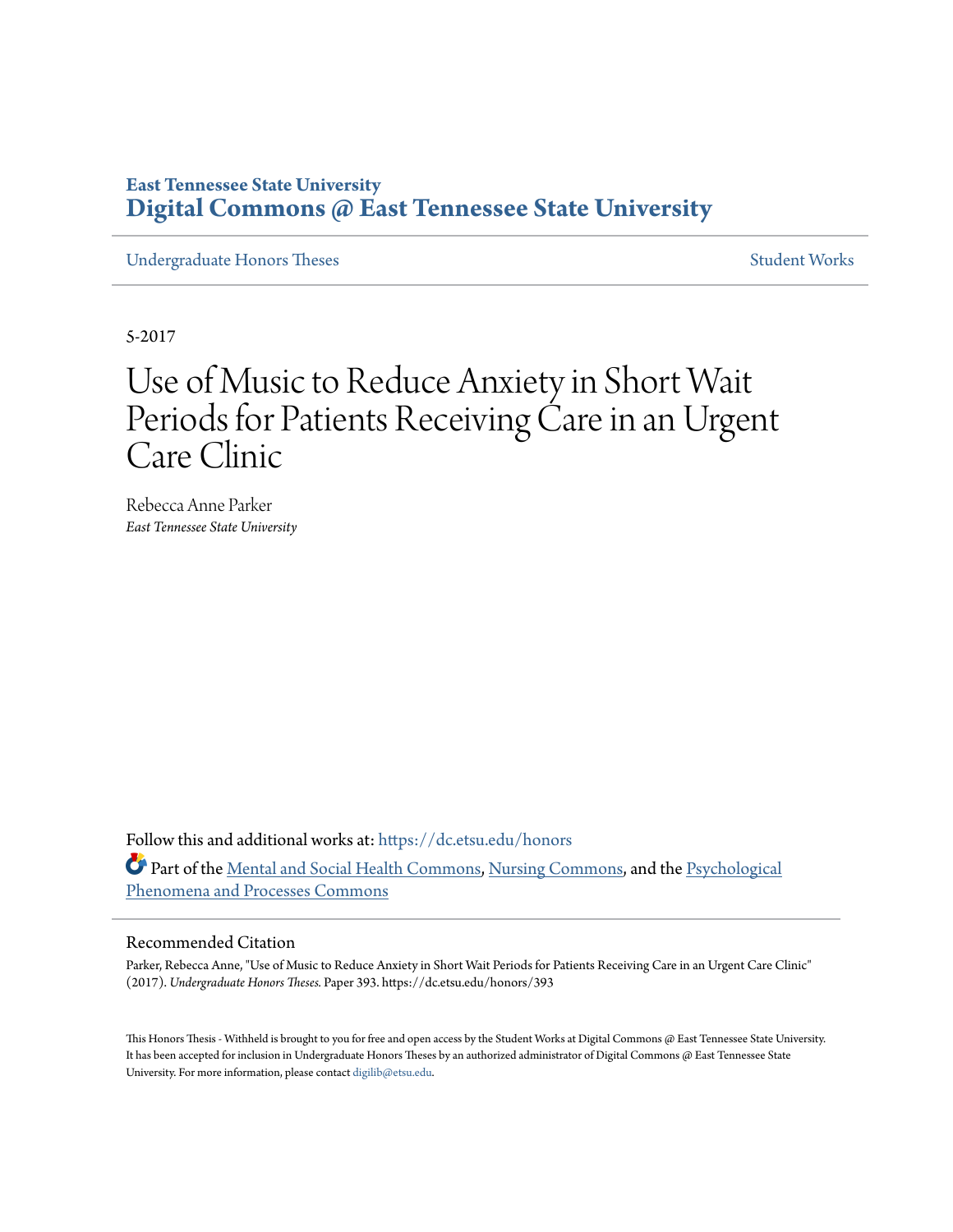East Tennessee State University
**Digital Commons @ East Tennessee State University**

Undergraduate Honors Theses

Student Works

5-2017

# Use of Music to Reduce Anxiety in Short Wait Periods for Patients Receiving Care in an Urgent Care Clinic

Rebecca Anne Parker
*East Tennessee State University*

Follow this and additional works at: https://dc.etsu.edu/honors

Part of the Mental and Social Health Commons, Nursing Commons, and the Psychological Phenomena and Processes Commons

## Recommended Citation

Parker, Rebecca Anne, "Use of Music to Reduce Anxiety in Short Wait Periods for Patients Receiving Care in an Urgent Care Clinic" (2017). *Undergraduate Honors Theses.* Paper 393. https://dc.etsu.edu/honors/393

This Honors Thesis - Withheld is brought to you for free and open access by the Student Works at Digital Commons @ East Tennessee State University. It has been accepted for inclusion in Undergraduate Honors Theses by an authorized administrator of Digital Commons @ East Tennessee State University. For more information, please contact digilib@etsu.edu.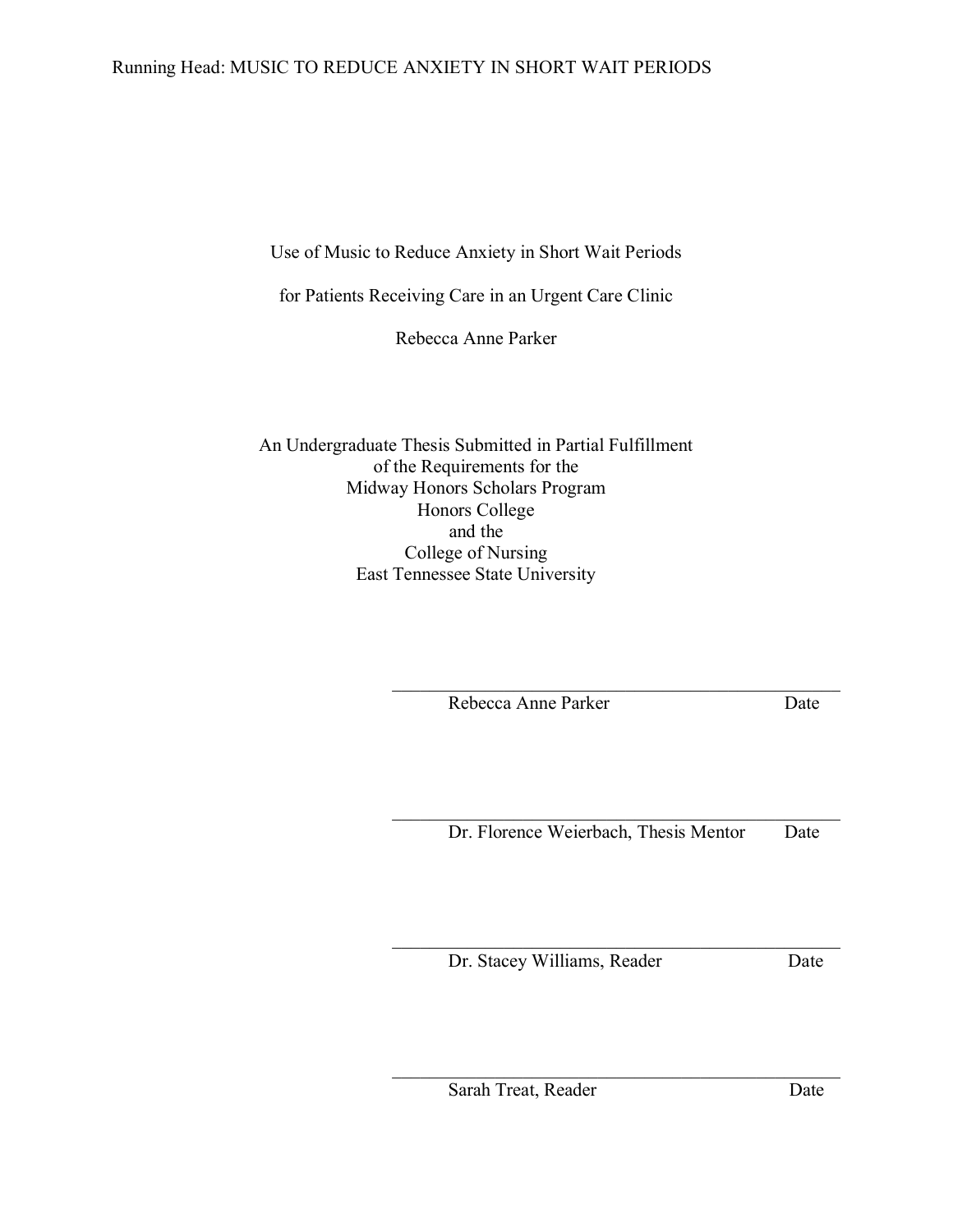Use of Music to Reduce Anxiety in Short Wait Periods

for Patients Receiving Care in an Urgent Care Clinic

Rebecca Anne Parker

An Undergraduate Thesis Submitted in Partial Fulfillment
of the Requirements for the
Midway Honors Scholars Program
Honors College
and the
College of Nursing
East Tennessee State University

\_\_\_\_\_\_\_\_\_\_\_\_\_\_\_\_\_\_\_\_\_\_\_\_\_\_\_\_\_\_\_\_\_\_\_\_\_\_\_\_

Rebecca Anne Parker  Date

\_\_\_\_\_\_\_\_\_\_\_\_\_\_\_\_\_\_\_\_\_\_\_\_\_\_\_\_\_\_\_\_\_\_\_\_\_\_\_\_

Dr. Florence Weierbach, Thesis Mentor  Date

\_\_\_\_\_\_\_\_\_\_\_\_\_\_\_\_\_\_\_\_\_\_\_\_\_\_\_\_\_\_\_\_\_\_\_\_\_\_\_\_

Dr. Stacey Williams, Reader  Date

\_\_\_\_\_\_\_\_\_\_\_\_\_\_\_\_\_\_\_\_\_\_\_\_\_\_\_\_\_\_\_\_\_\_\_\_\_\_\_\_

Sarah Treat, Reader  Date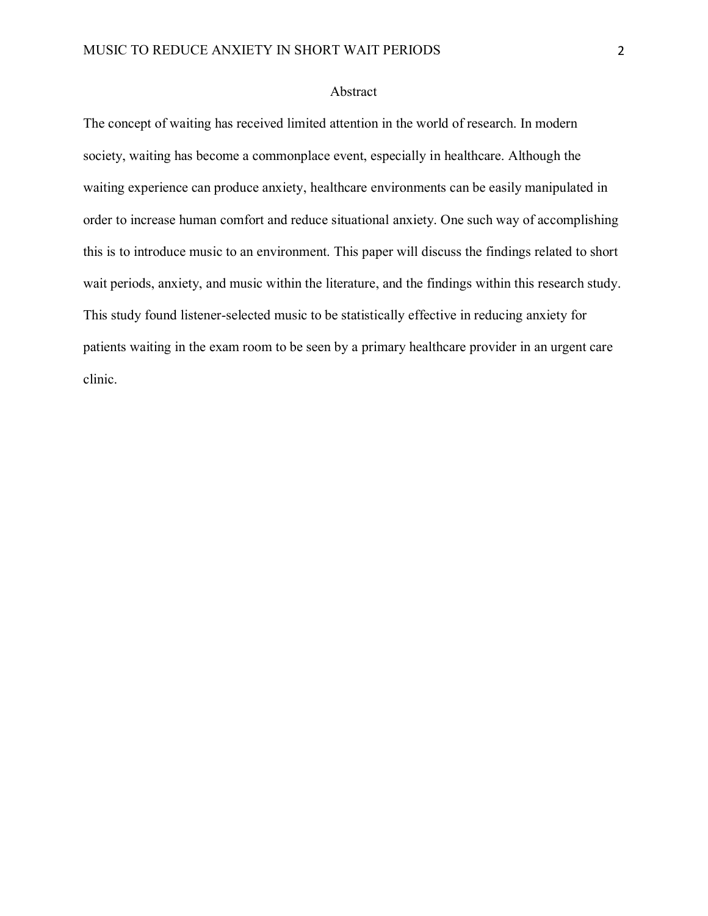# Abstract

The concept of waiting has received limited attention in the world of research. In modern society, waiting has become a commonplace event, especially in healthcare. Although the waiting experience can produce anxiety, healthcare environments can be easily manipulated in order to increase human comfort and reduce situational anxiety. One such way of accomplishing this is to introduce music to an environment. This paper will discuss the findings related to short wait periods, anxiety, and music within the literature, and the findings within this research study. This study found listener-selected music to be statistically effective in reducing anxiety for patients waiting in the exam room to be seen by a primary healthcare provider in an urgent care clinic.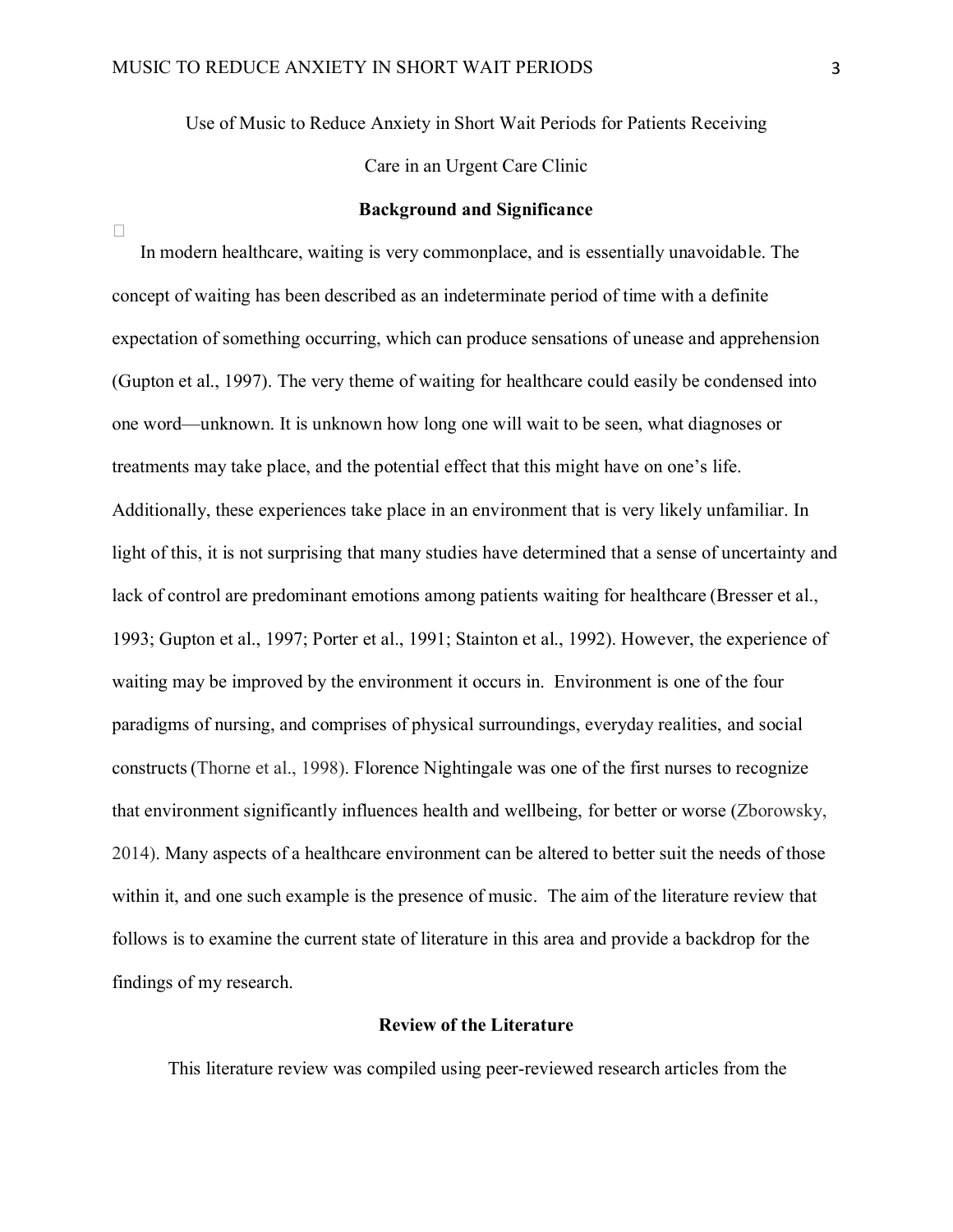Use of Music to Reduce Anxiety in Short Wait Periods for Patients Receiving Care in an Urgent Care Clinic

## Background and Significance

In modern healthcare, waiting is very commonplace, and is essentially unavoidable. The concept of waiting has been described as an indeterminate period of time with a definite expectation of something occurring, which can produce sensations of unease and apprehension (Gupton et al., 1997). The very theme of waiting for healthcare could easily be condensed into one word—unknown. It is unknown how long one will wait to be seen, what diagnoses or treatments may take place, and the potential effect that this might have on one's life. Additionally, these experiences take place in an environment that is very likely unfamiliar. In light of this, it is not surprising that many studies have determined that a sense of uncertainty and lack of control are predominant emotions among patients waiting for healthcare (Bresser et al., 1993; Gupton et al., 1997; Porter et al., 1991; Stainton et al., 1992). However, the experience of waiting may be improved by the environment it occurs in. Environment is one of the four paradigms of nursing, and comprises of physical surroundings, everyday realities, and social constructs (Thorne et al., 1998). Florence Nightingale was one of the first nurses to recognize that environment significantly influences health and wellbeing, for better or worse (Zborowsky, 2014). Many aspects of a healthcare environment can be altered to better suit the needs of those within it, and one such example is the presence of music. The aim of the literature review that follows is to examine the current state of literature in this area and provide a backdrop for the findings of my research.

## Review of the Literature

This literature review was compiled using peer-reviewed research articles from the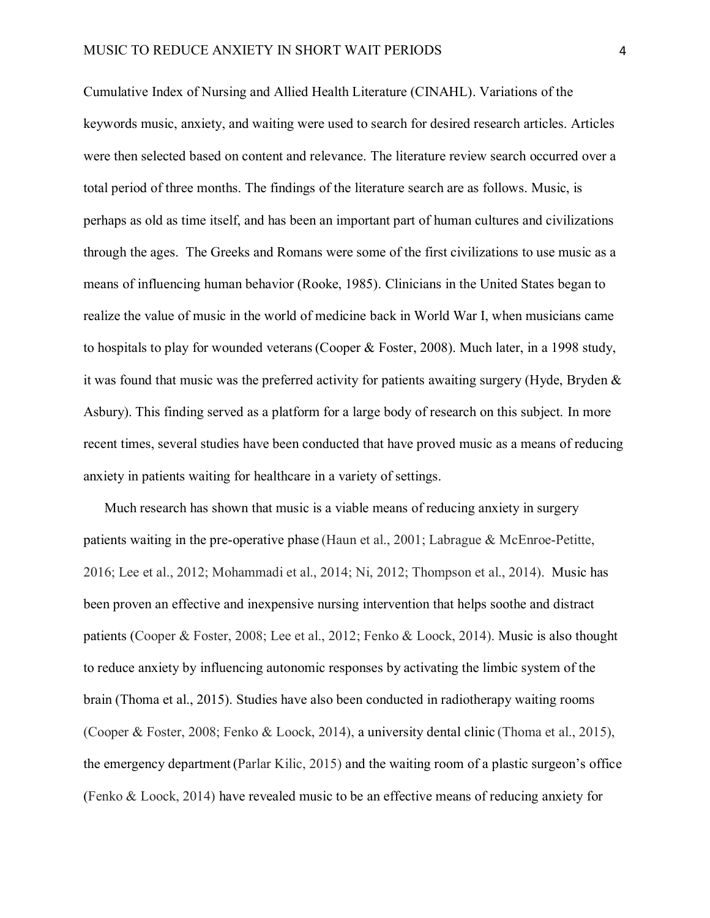Cumulative Index of Nursing and Allied Health Literature (CINAHL). Variations of the keywords music, anxiety, and waiting were used to search for desired research articles. Articles were then selected based on content and relevance. The literature review search occurred over a total period of three months. The findings of the literature search are as follows. Music, is perhaps as old as time itself, and has been an important part of human cultures and civilizations through the ages. The Greeks and Romans were some of the first civilizations to use music as a means of influencing human behavior (Rooke, 1985). Clinicians in the United States began to realize the value of music in the world of medicine back in World War I, when musicians came to hospitals to play for wounded veterans (Cooper & Foster, 2008). Much later, in a 1998 study, it was found that music was the preferred activity for patients awaiting surgery (Hyde, Bryden & Asbury). This finding served as a platform for a large body of research on this subject. In more recent times, several studies have been conducted that have proved music as a means of reducing anxiety in patients waiting for healthcare in a variety of settings.

Much research has shown that music is a viable means of reducing anxiety in surgery patients waiting in the pre-operative phase (Haun et al., 2001; Labrague & McEnroe-Petitte, 2016; Lee et al., 2012; Mohammadi et al., 2014; Ni, 2012; Thompson et al., 2014). Music has been proven an effective and inexpensive nursing intervention that helps soothe and distract patients (Cooper & Foster, 2008; Lee et al., 2012; Fenko & Loock, 2014). Music is also thought to reduce anxiety by influencing autonomic responses by activating the limbic system of the brain (Thoma et al., 2015). Studies have also been conducted in radiotherapy waiting rooms (Cooper & Foster, 2008; Fenko & Loock, 2014), a university dental clinic (Thoma et al., 2015), the emergency department (Parlar Kilic, 2015) and the waiting room of a plastic surgeon's office (Fenko & Loock, 2014) have revealed music to be an effective means of reducing anxiety for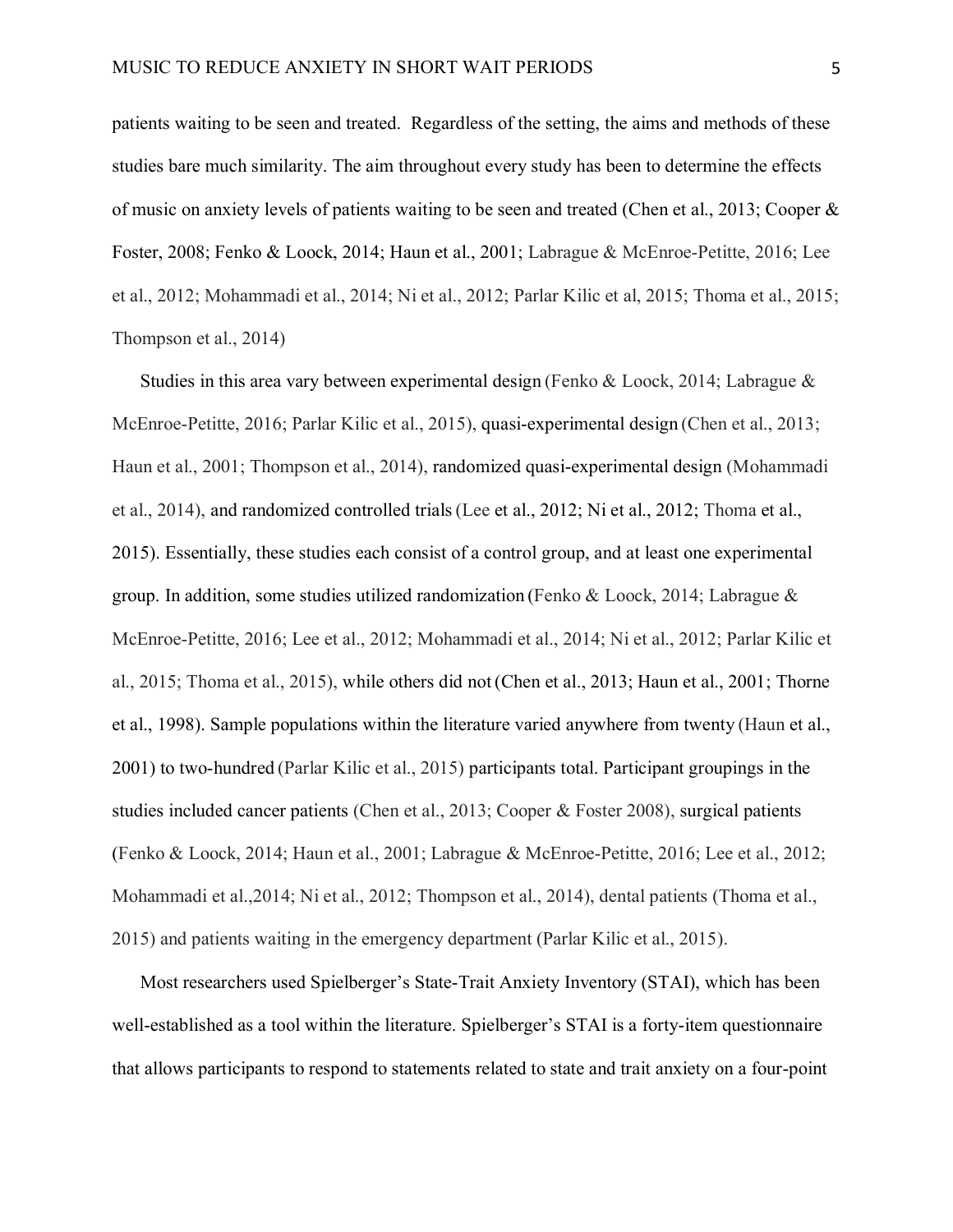patients waiting to be seen and treated. Regardless of the setting, the aims and methods of these studies bare much similarity. The aim throughout every study has been to determine the effects of music on anxiety levels of patients waiting to be seen and treated (Chen et al., 2013; Cooper & Foster, 2008; Fenko & Loock, 2014; Haun et al., 2001; Labrague & McEnroe-Petitte, 2016; Lee et al., 2012; Mohammadi et al., 2014; Ni et al., 2012; Parlar Kilic et al, 2015; Thoma et al., 2015; Thompson et al., 2014)

Studies in this area vary between experimental design (Fenko & Loock, 2014; Labrague & McEnroe-Petitte, 2016; Parlar Kilic et al., 2015), quasi-experimental design (Chen et al., 2013; Haun et al., 2001; Thompson et al., 2014), randomized quasi-experimental design (Mohammadi et al., 2014), and randomized controlled trials (Lee et al., 2012; Ni et al., 2012; Thoma et al., 2015). Essentially, these studies each consist of a control group, and at least one experimental group. In addition, some studies utilized randomization (Fenko & Loock, 2014; Labrague & McEnroe-Petitte, 2016; Lee et al., 2012; Mohammadi et al., 2014; Ni et al., 2012; Parlar Kilic et al., 2015; Thoma et al., 2015), while others did not (Chen et al., 2013; Haun et al., 2001; Thorne et al., 1998). Sample populations within the literature varied anywhere from twenty (Haun et al., 2001) to two-hundred (Parlar Kilic et al., 2015) participants total. Participant groupings in the studies included cancer patients (Chen et al., 2013; Cooper & Foster 2008), surgical patients (Fenko & Loock, 2014; Haun et al., 2001; Labrague & McEnroe-Petitte, 2016; Lee et al., 2012; Mohammadi et al.,2014; Ni et al., 2012; Thompson et al., 2014), dental patients (Thoma et al., 2015) and patients waiting in the emergency department (Parlar Kilic et al., 2015).

Most researchers used Spielberger's State-Trait Anxiety Inventory (STAI), which has been well-established as a tool within the literature. Spielberger's STAI is a forty-item questionnaire that allows participants to respond to statements related to state and trait anxiety on a four-point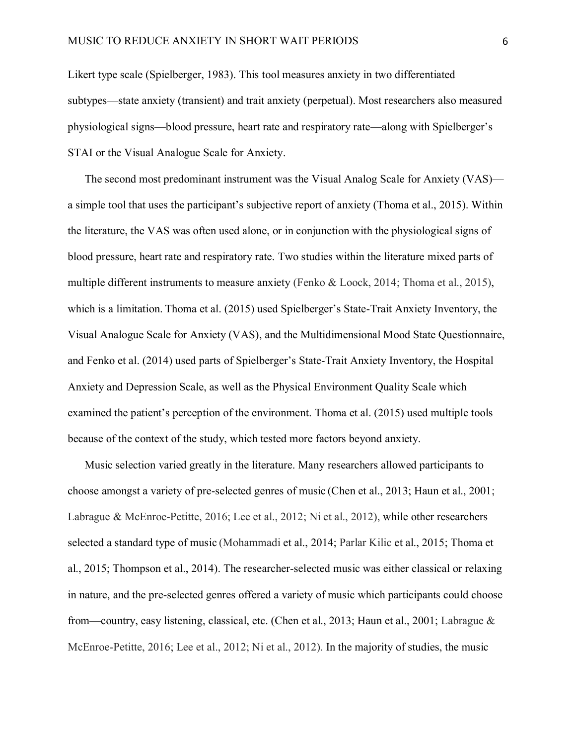Likert type scale (Spielberger, 1983). This tool measures anxiety in two differentiated subtypes—state anxiety (transient) and trait anxiety (perpetual). Most researchers also measured physiological signs—blood pressure, heart rate and respiratory rate—along with Spielberger's STAI or the Visual Analogue Scale for Anxiety.

The second most predominant instrument was the Visual Analog Scale for Anxiety (VAS)—a simple tool that uses the participant's subjective report of anxiety (Thoma et al., 2015). Within the literature, the VAS was often used alone, or in conjunction with the physiological signs of blood pressure, heart rate and respiratory rate. Two studies within the literature mixed parts of multiple different instruments to measure anxiety (Fenko & Loock, 2014; Thoma et al., 2015), which is a limitation. Thoma et al. (2015) used Spielberger's State-Trait Anxiety Inventory, the Visual Analogue Scale for Anxiety (VAS), and the Multidimensional Mood State Questionnaire, and Fenko et al. (2014) used parts of Spielberger's State-Trait Anxiety Inventory, the Hospital Anxiety and Depression Scale, as well as the Physical Environment Quality Scale which examined the patient's perception of the environment. Thoma et al. (2015) used multiple tools because of the context of the study, which tested more factors beyond anxiety.

Music selection varied greatly in the literature. Many researchers allowed participants to choose amongst a variety of pre-selected genres of music (Chen et al., 2013; Haun et al., 2001; Labrague & McEnroe-Petitte, 2016; Lee et al., 2012; Ni et al., 2012), while other researchers selected a standard type of music (Mohammadi et al., 2014; Parlar Kilic et al., 2015; Thoma et al., 2015; Thompson et al., 2014). The researcher-selected music was either classical or relaxing in nature, and the pre-selected genres offered a variety of music which participants could choose from—country, easy listening, classical, etc. (Chen et al., 2013; Haun et al., 2001; Labrague & McEnroe-Petitte, 2016; Lee et al., 2012; Ni et al., 2012). In the majority of studies, the music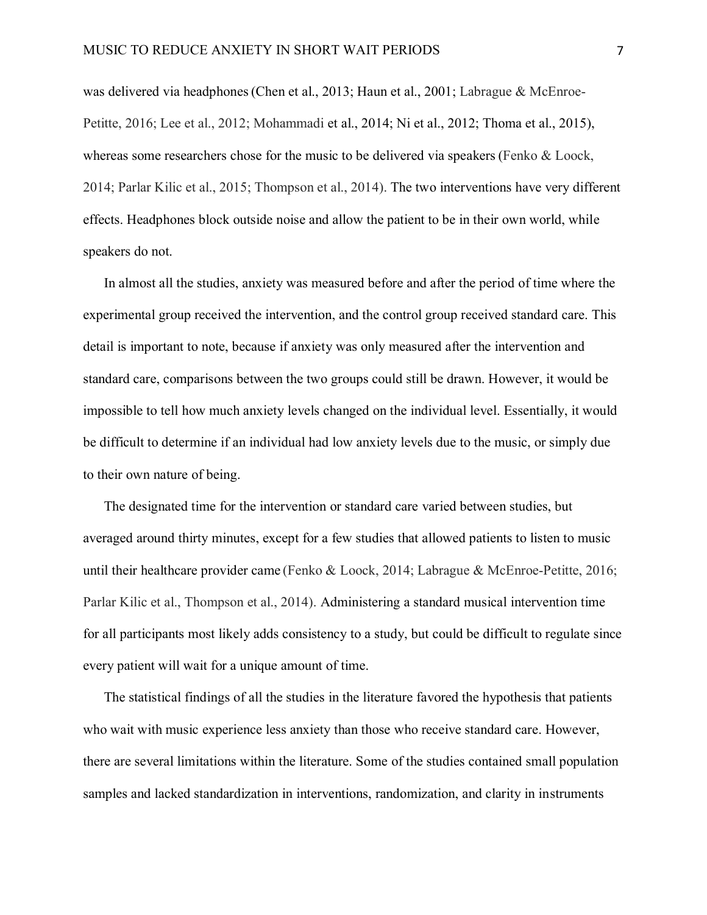was delivered via headphones (Chen et al., 2013; Haun et al., 2001; Labrague & McEnroe-Petitte, 2016; Lee et al., 2012; Mohammadi et al., 2014; Ni et al., 2012; Thoma et al., 2015), whereas some researchers chose for the music to be delivered via speakers (Fenko & Loock, 2014; Parlar Kilic et al., 2015; Thompson et al., 2014). The two interventions have very different effects. Headphones block outside noise and allow the patient to be in their own world, while speakers do not.

In almost all the studies, anxiety was measured before and after the period of time where the experimental group received the intervention, and the control group received standard care. This detail is important to note, because if anxiety was only measured after the intervention and standard care, comparisons between the two groups could still be drawn. However, it would be impossible to tell how much anxiety levels changed on the individual level. Essentially, it would be difficult to determine if an individual had low anxiety levels due to the music, or simply due to their own nature of being.

The designated time for the intervention or standard care varied between studies, but averaged around thirty minutes, except for a few studies that allowed patients to listen to music until their healthcare provider came (Fenko & Loock, 2014; Labrague & McEnroe-Petitte, 2016; Parlar Kilic et al., Thompson et al., 2014). Administering a standard musical intervention time for all participants most likely adds consistency to a study, but could be difficult to regulate since every patient will wait for a unique amount of time.

The statistical findings of all the studies in the literature favored the hypothesis that patients who wait with music experience less anxiety than those who receive standard care. However, there are several limitations within the literature. Some of the studies contained small population samples and lacked standardization in interventions, randomization, and clarity in instruments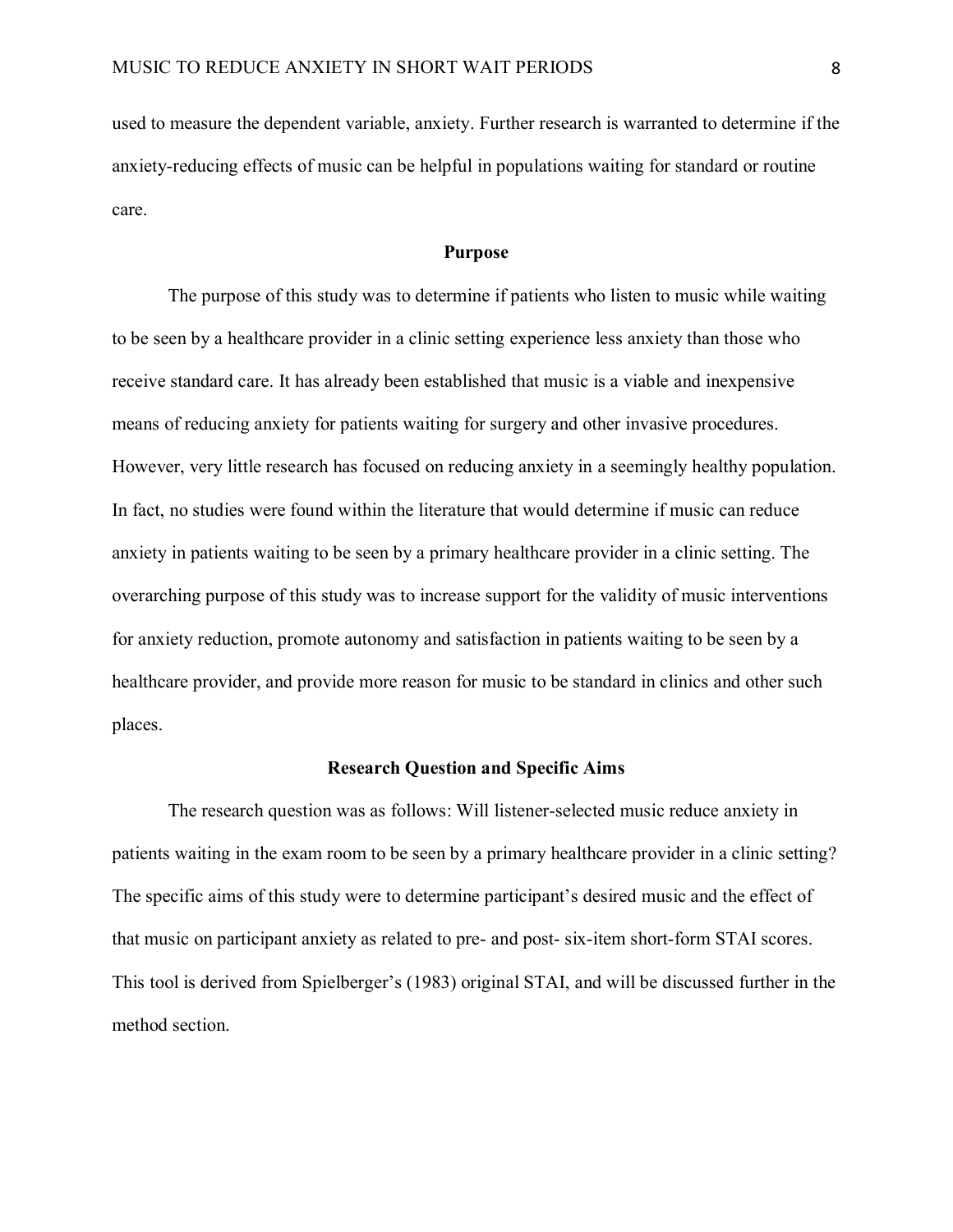used to measure the dependent variable, anxiety. Further research is warranted to determine if the anxiety-reducing effects of music can be helpful in populations waiting for standard or routine care.

## Purpose

The purpose of this study was to determine if patients who listen to music while waiting to be seen by a healthcare provider in a clinic setting experience less anxiety than those who receive standard care. It has already been established that music is a viable and inexpensive means of reducing anxiety for patients waiting for surgery and other invasive procedures. However, very little research has focused on reducing anxiety in a seemingly healthy population. In fact, no studies were found within the literature that would determine if music can reduce anxiety in patients waiting to be seen by a primary healthcare provider in a clinic setting. The overarching purpose of this study was to increase support for the validity of music interventions for anxiety reduction, promote autonomy and satisfaction in patients waiting to be seen by a healthcare provider, and provide more reason for music to be standard in clinics and other such places.

## Research Question and Specific Aims

The research question was as follows: Will listener-selected music reduce anxiety in patients waiting in the exam room to be seen by a primary healthcare provider in a clinic setting? The specific aims of this study were to determine participant's desired music and the effect of that music on participant anxiety as related to pre- and post- six-item short-form STAI scores. This tool is derived from Spielberger's (1983) original STAI, and will be discussed further in the method section.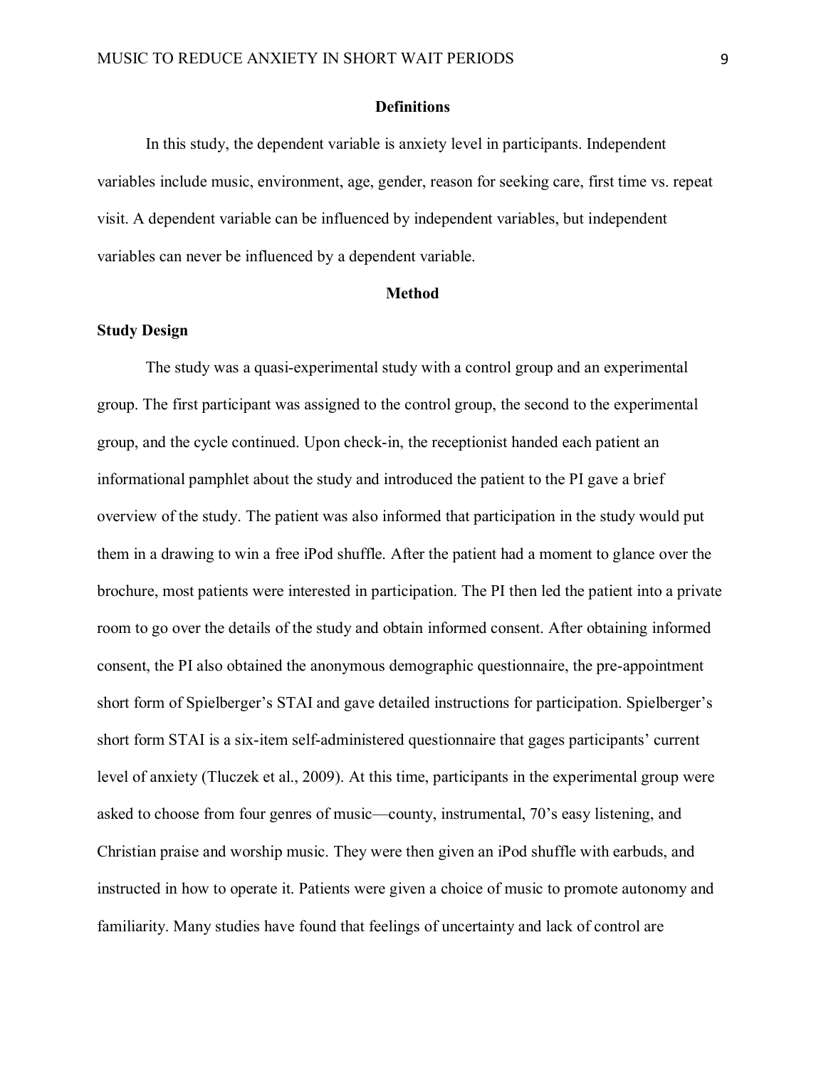## Definitions

In this study, the dependent variable is anxiety level in participants. Independent variables include music, environment, age, gender, reason for seeking care, first time vs. repeat visit. A dependent variable can be influenced by independent variables, but independent variables can never be influenced by a dependent variable.

## Method

### Study Design

The study was a quasi-experimental study with a control group and an experimental group. The first participant was assigned to the control group, the second to the experimental group, and the cycle continued. Upon check-in, the receptionist handed each patient an informational pamphlet about the study and introduced the patient to the PI gave a brief overview of the study. The patient was also informed that participation in the study would put them in a drawing to win a free iPod shuffle. After the patient had a moment to glance over the brochure, most patients were interested in participation. The PI then led the patient into a private room to go over the details of the study and obtain informed consent. After obtaining informed consent, the PI also obtained the anonymous demographic questionnaire, the pre-appointment short form of Spielberger's STAI and gave detailed instructions for participation. Spielberger's short form STAI is a six-item self-administered questionnaire that gages participants' current level of anxiety (Tluczek et al., 2009). At this time, participants in the experimental group were asked to choose from four genres of music—county, instrumental, 70's easy listening, and Christian praise and worship music. They were then given an iPod shuffle with earbuds, and instructed in how to operate it. Patients were given a choice of music to promote autonomy and familiarity. Many studies have found that feelings of uncertainty and lack of control are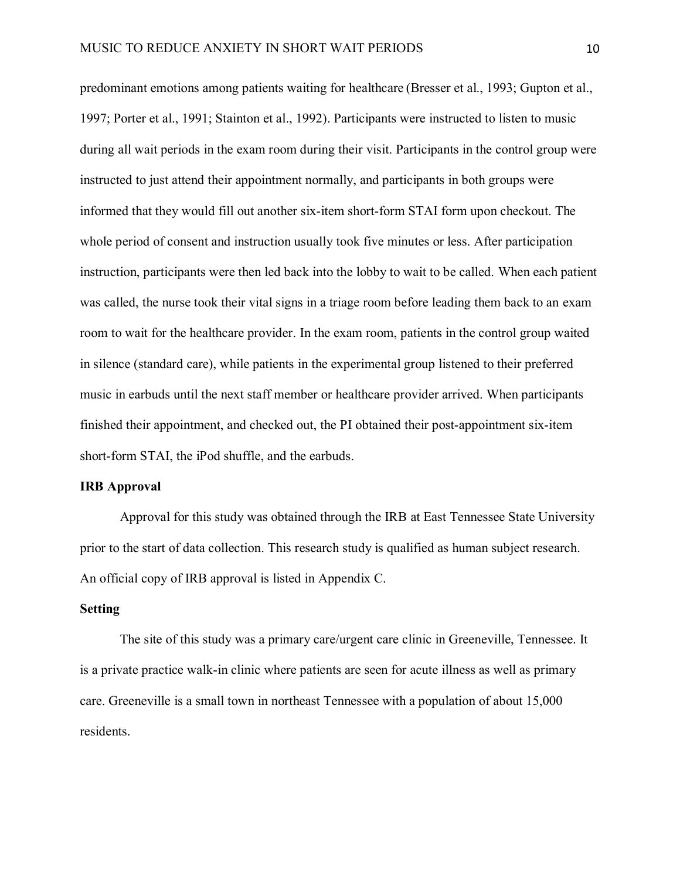predominant emotions among patients waiting for healthcare (Bresser et al., 1993; Gupton et al., 1997; Porter et al., 1991; Stainton et al., 1992). Participants were instructed to listen to music during all wait periods in the exam room during their visit. Participants in the control group were instructed to just attend their appointment normally, and participants in both groups were informed that they would fill out another six-item short-form STAI form upon checkout. The whole period of consent and instruction usually took five minutes or less. After participation instruction, participants were then led back into the lobby to wait to be called. When each patient was called, the nurse took their vital signs in a triage room before leading them back to an exam room to wait for the healthcare provider. In the exam room, patients in the control group waited in silence (standard care), while patients in the experimental group listened to their preferred music in earbuds until the next staff member or healthcare provider arrived. When participants finished their appointment, and checked out, the PI obtained their post-appointment six-item short-form STAI, the iPod shuffle, and the earbuds.

**IRB Approval**

Approval for this study was obtained through the IRB at East Tennessee State University prior to the start of data collection. This research study is qualified as human subject research. An official copy of IRB approval is listed in Appendix C.

**Setting**

The site of this study was a primary care/urgent care clinic in Greeneville, Tennessee. It is a private practice walk-in clinic where patients are seen for acute illness as well as primary care. Greeneville is a small town in northeast Tennessee with a population of about 15,000 residents.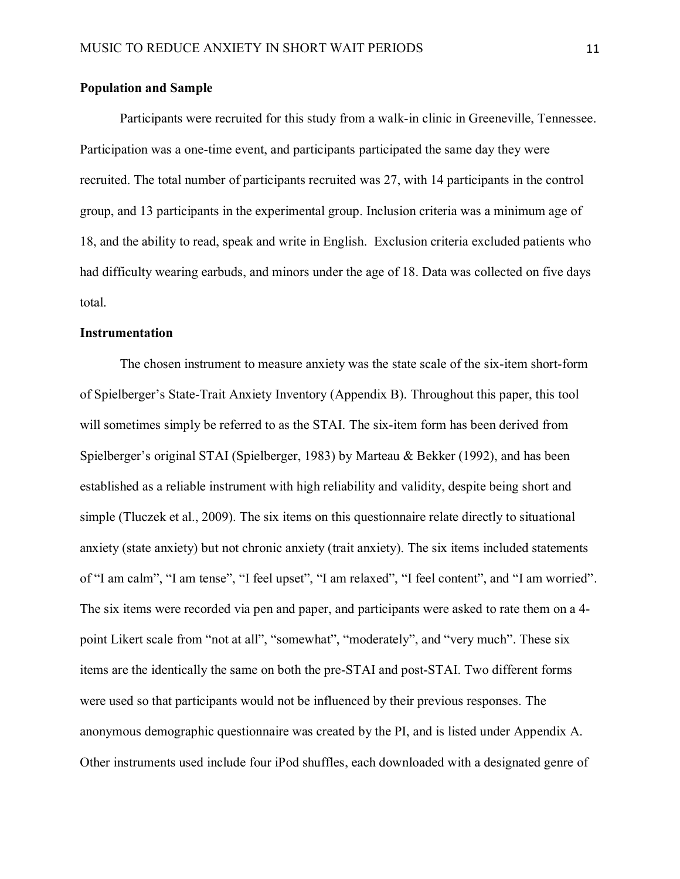## Population and Sample

Participants were recruited for this study from a walk-in clinic in Greeneville, Tennessee. Participation was a one-time event, and participants participated the same day they were recruited. The total number of participants recruited was 27, with 14 participants in the control group, and 13 participants in the experimental group. Inclusion criteria was a minimum age of 18, and the ability to read, speak and write in English. Exclusion criteria excluded patients who had difficulty wearing earbuds, and minors under the age of 18. Data was collected on five days total.

## Instrumentation

The chosen instrument to measure anxiety was the state scale of the six-item short-form of Spielberger's State-Trait Anxiety Inventory (Appendix B). Throughout this paper, this tool will sometimes simply be referred to as the STAI. The six-item form has been derived from Spielberger's original STAI (Spielberger, 1983) by Marteau & Bekker (1992), and has been established as a reliable instrument with high reliability and validity, despite being short and simple (Tluczek et al., 2009). The six items on this questionnaire relate directly to situational anxiety (state anxiety) but not chronic anxiety (trait anxiety). The six items included statements of "I am calm", "I am tense", "I feel upset", "I am relaxed", "I feel content", and "I am worried". The six items were recorded via pen and paper, and participants were asked to rate them on a 4-point Likert scale from "not at all", "somewhat", "moderately", and "very much". These six items are the identically the same on both the pre-STAI and post-STAI. Two different forms were used so that participants would not be influenced by their previous responses. The anonymous demographic questionnaire was created by the PI, and is listed under Appendix A. Other instruments used include four iPod shuffles, each downloaded with a designated genre of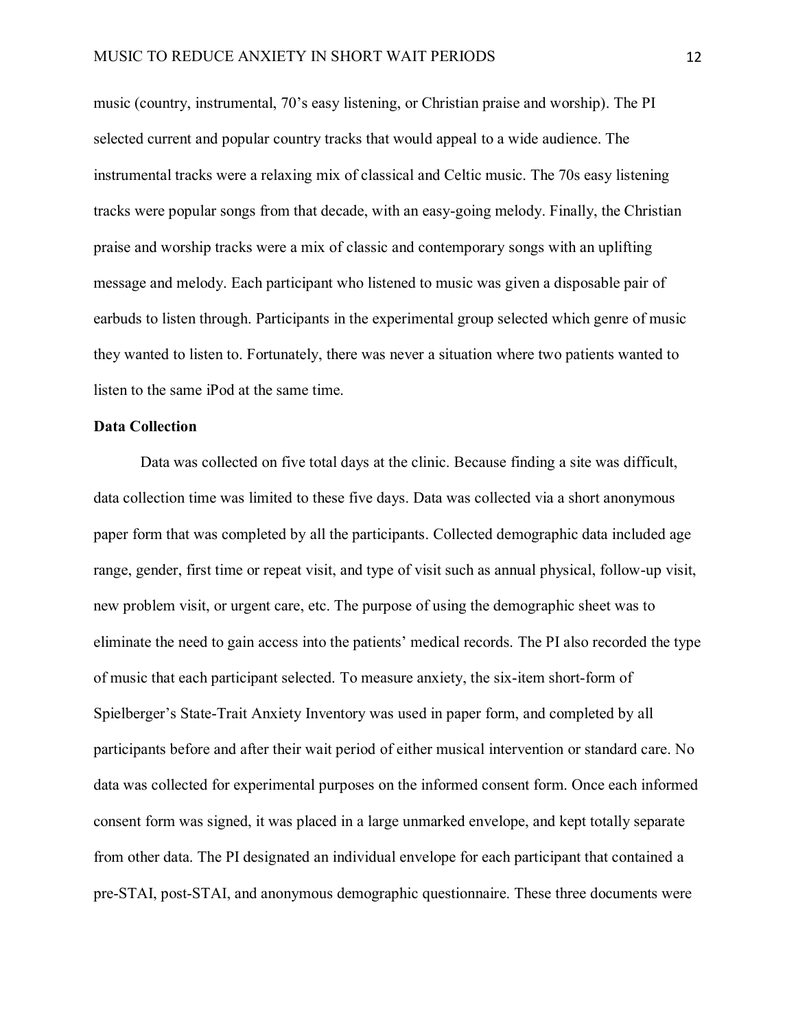music (country, instrumental, 70's easy listening, or Christian praise and worship). The PI selected current and popular country tracks that would appeal to a wide audience. The instrumental tracks were a relaxing mix of classical and Celtic music. The 70s easy listening tracks were popular songs from that decade, with an easy-going melody. Finally, the Christian praise and worship tracks were a mix of classic and contemporary songs with an uplifting message and melody. Each participant who listened to music was given a disposable pair of earbuds to listen through. Participants in the experimental group selected which genre of music they wanted to listen to. Fortunately, there was never a situation where two patients wanted to listen to the same iPod at the same time.

**Data Collection**

Data was collected on five total days at the clinic. Because finding a site was difficult, data collection time was limited to these five days. Data was collected via a short anonymous paper form that was completed by all the participants. Collected demographic data included age range, gender, first time or repeat visit, and type of visit such as annual physical, follow-up visit, new problem visit, or urgent care, etc. The purpose of using the demographic sheet was to eliminate the need to gain access into the patients' medical records. The PI also recorded the type of music that each participant selected. To measure anxiety, the six-item short-form of Spielberger's State-Trait Anxiety Inventory was used in paper form, and completed by all participants before and after their wait period of either musical intervention or standard care. No data was collected for experimental purposes on the informed consent form. Once each informed consent form was signed, it was placed in a large unmarked envelope, and kept totally separate from other data. The PI designated an individual envelope for each participant that contained a pre-STAI, post-STAI, and anonymous demographic questionnaire. These three documents were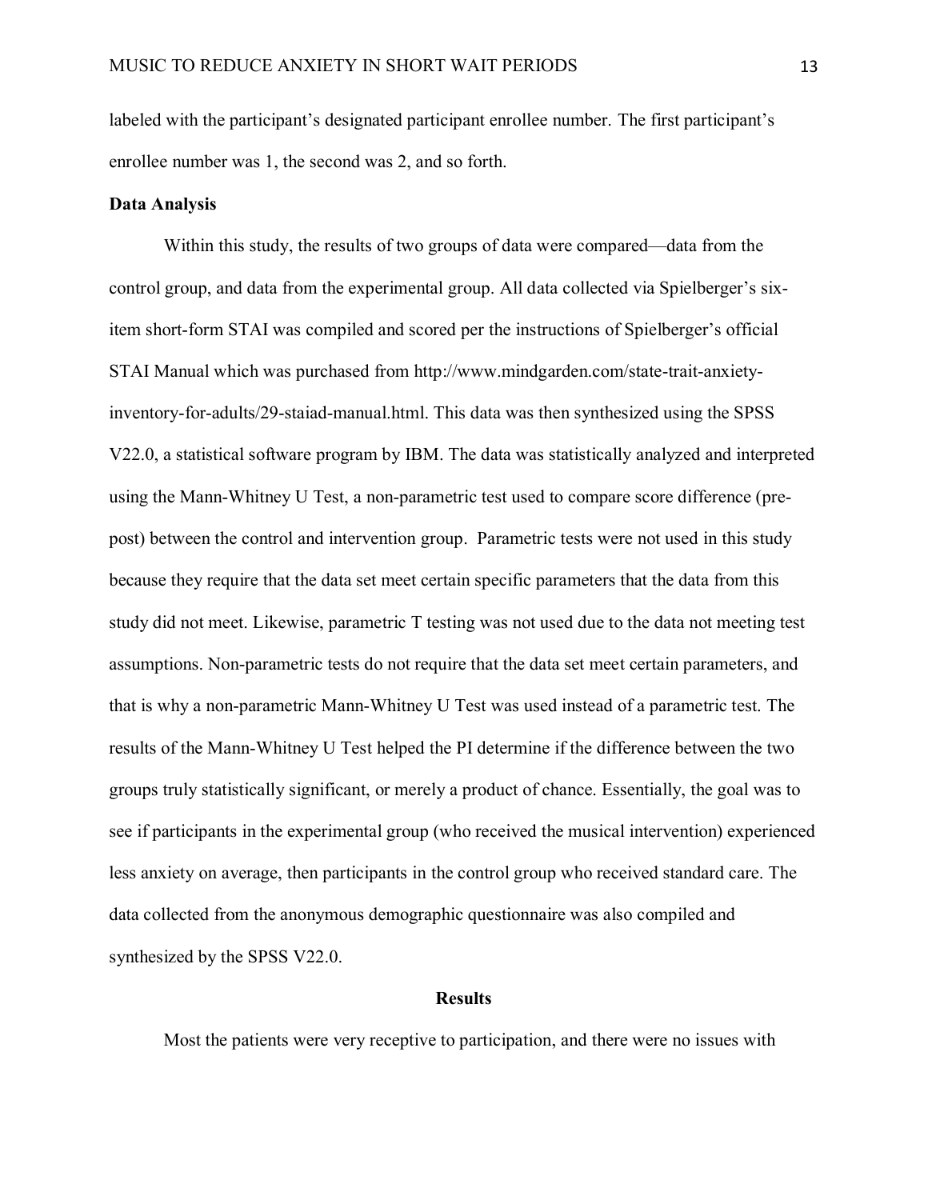labeled with the participant's designated participant enrollee number. The first participant's enrollee number was 1, the second was 2, and so forth.

**Data Analysis**

Within this study, the results of two groups of data were compared—data from the control group, and data from the experimental group. All data collected via Spielberger's six-item short-form STAI was compiled and scored per the instructions of Spielberger's official STAI Manual which was purchased from http://www.mindgarden.com/state-trait-anxiety-inventory-for-adults/29-staiad-manual.html. This data was then synthesized using the SPSS V22.0, a statistical software program by IBM. The data was statistically analyzed and interpreted using the Mann-Whitney U Test, a non-parametric test used to compare score difference (pre-post) between the control and intervention group. Parametric tests were not used in this study because they require that the data set meet certain specific parameters that the data from this study did not meet. Likewise, parametric T testing was not used due to the data not meeting test assumptions. Non-parametric tests do not require that the data set meet certain parameters, and that is why a non-parametric Mann-Whitney U Test was used instead of a parametric test. The results of the Mann-Whitney U Test helped the PI determine if the difference between the two groups truly statistically significant, or merely a product of chance. Essentially, the goal was to see if participants in the experimental group (who received the musical intervention) experienced less anxiety on average, then participants in the control group who received standard care. The data collected from the anonymous demographic questionnaire was also compiled and synthesized by the SPSS V22.0.

## Results

Most the patients were very receptive to participation, and there were no issues with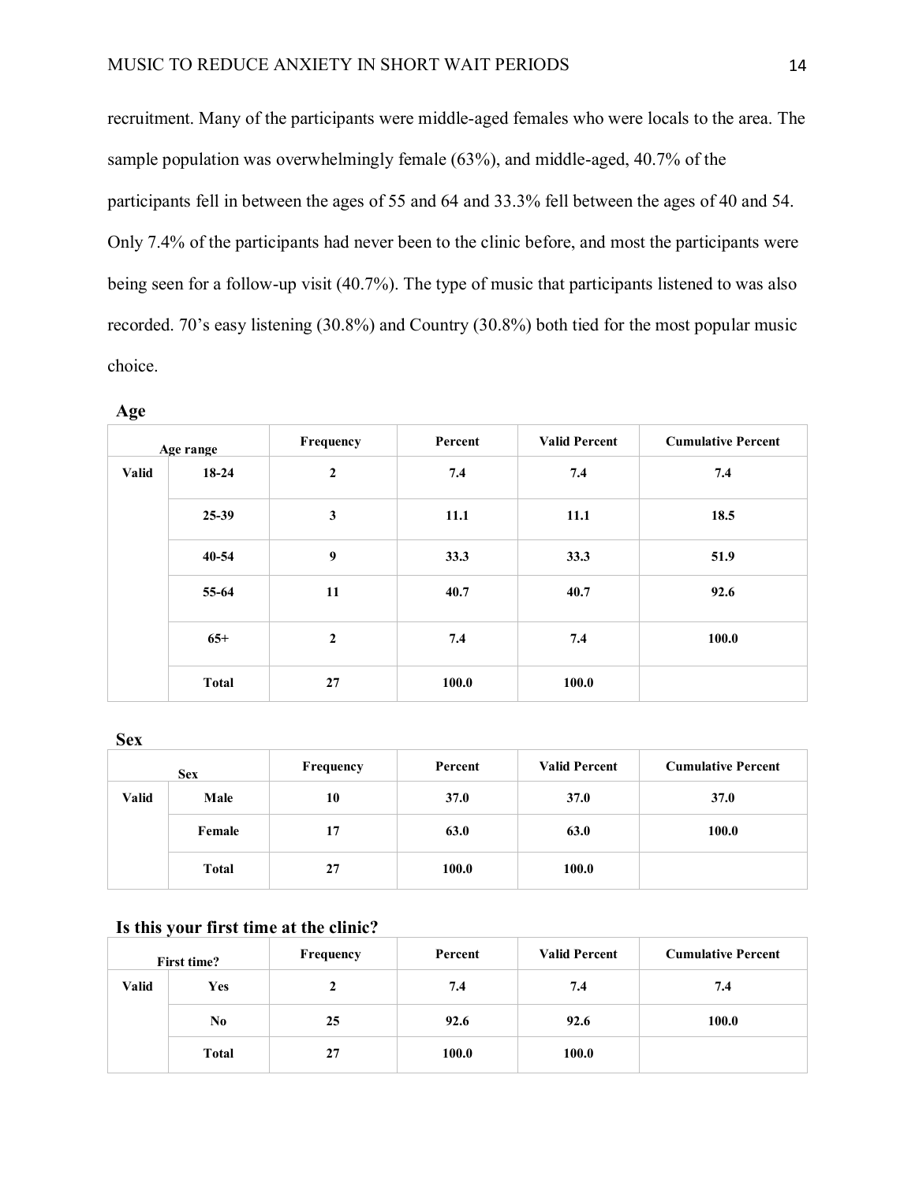recruitment. Many of the participants were middle-aged females who were locals to the area. The sample population was overwhelmingly female (63%), and middle-aged, 40.7% of the participants fell in between the ages of 55 and 64 and 33.3% fell between the ages of 40 and 54. Only 7.4% of the participants had never been to the clinic before, and most the participants were being seen for a follow-up visit (40.7%). The type of music that participants listened to was also recorded. 70's easy listening (30.8%) and Country (30.8%) both tied for the most popular music choice.

**Age**

| Age range | | Frequency | Percent | Valid Percent | Cumulative Percent |
|---|---|---|---|---|---|
| Valid | 18-24 | 2 | 7.4 | 7.4 | 7.4 |
| | 25-39 | 3 | 11.1 | 11.1 | 18.5 |
| | 40-54 | 9 | 33.3 | 33.3 | 51.9 |
| | 55-64 | 11 | 40.7 | 40.7 | 92.6 |
| | 65+ | 2 | 7.4 | 7.4 | 100.0 |
| | Total | 27 | 100.0 | 100.0 | |

**Sex**

| Sex | | Frequency | Percent | Valid Percent | Cumulative Percent |
|---|---|---|---|---|---|
| Valid | Male | 10 | 37.0 | 37.0 | 37.0 |
| | Female | 17 | 63.0 | 63.0 | 100.0 |
| | Total | 27 | 100.0 | 100.0 | |

**Is this your first time at the clinic?**

| First time? | | Frequency | Percent | Valid Percent | Cumulative Percent |
|---|---|---|---|---|---|
| Valid | Yes | 2 | 7.4 | 7.4 | 7.4 |
| | No | 25 | 92.6 | 92.6 | 100.0 |
| | Total | 27 | 100.0 | 100.0 | |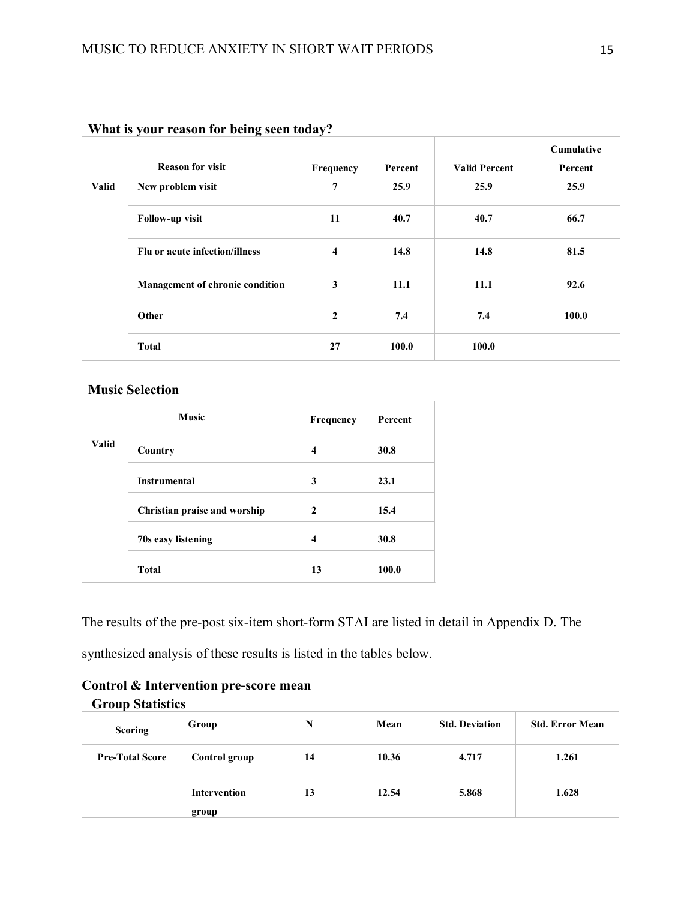**What is your reason for being seen today?**

| | Reason for visit | Frequency | Percent | Valid Percent | Cumulative Percent |
|---|---|---|---|---|---|
| **Valid** | **New problem visit** | **7** | **25.9** | **25.9** | **25.9** |
| | **Follow-up visit** | **11** | **40.7** | **40.7** | **66.7** |
| | **Flu or acute infection/illness** | **4** | **14.8** | **14.8** | **81.5** |
| | **Management of chronic condition** | **3** | **11.1** | **11.1** | **92.6** |
| | **Other** | **2** | **7.4** | **7.4** | **100.0** |
| | **Total** | **27** | **100.0** | **100.0** | |

**Music Selection**

| | Music | Frequency | Percent |
|---|---|---|---|
| **Valid** | **Country** | **4** | **30.8** |
| | **Instrumental** | **3** | **23.1** |
| | **Christian praise and worship** | **2** | **15.4** |
| | **70s easy listening** | **4** | **30.8** |
| | **Total** | **13** | **100.0** |

The results of the pre-post six-item short-form STAI are listed in detail in Appendix D. The synthesized analysis of these results is listed in the tables below.

**Control & Intervention pre-score mean**

**Group Statistics**

| Scoring | Group | N | Mean | Std. Deviation | Std. Error Mean |
|---|---|---|---|---|---|
| **Pre-Total Score** | **Control group** | **14** | **10.36** | **4.717** | **1.261** |
| | **Intervention group** | **13** | **12.54** | **5.868** | **1.628** |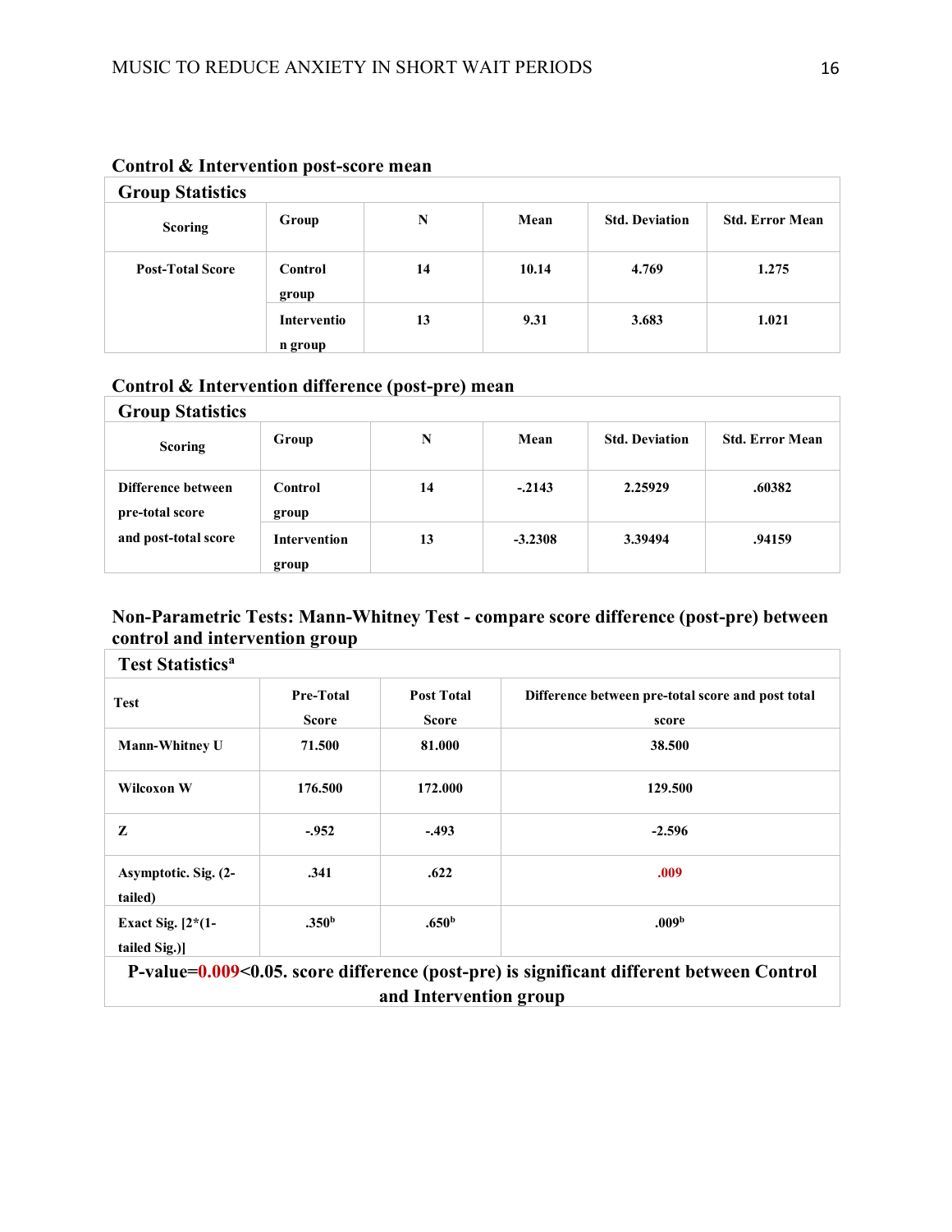**Control & Intervention post-score mean**

| Group Statistics | | | | | |
|---|---|---|---|---|---|
| Scoring | Group | N | Mean | Std. Deviation | Std. Error Mean |
| Post-Total Score | Control group | 14 | 10.14 | 4.769 | 1.275 |
| | Intervention group | 13 | 9.31 | 3.683 | 1.021 |

**Control & Intervention difference (post-pre) mean**

| Group Statistics | | | | | |
|---|---|---|---|---|---|
| Scoring | Group | N | Mean | Std. Deviation | Std. Error Mean |
| Difference between pre-total score and post-total score | Control group | 14 | -.2143 | 2.25929 | .60382 |
| | Intervention group | 13 | -3.2308 | 3.39494 | .94159 |

**Non-Parametric Tests: Mann-Whitney Test - compare score difference (post-pre) between control and intervention group**

| Test Statistics[a] | | | |
|---|---|---|---|
| Test | Pre-Total Score | Post Total Score | Difference between pre-total score and post total score |
| Mann-Whitney U | 71.500 | 81.000 | 38.500 |
| Wilcoxon W | 176.500 | 172.000 | 129.500 |
| Z | -.952 | -.493 | -2.596 |
| Asymptotic. Sig. (2-tailed) | .341 | .622 | .009 |
| Exact Sig. [2*(1-tailed Sig.)] | .350[b] | .650[b] | .009[b] |
| P-value=0.009<0.05. score difference (post-pre) is significant different between Control and Intervention group | | | |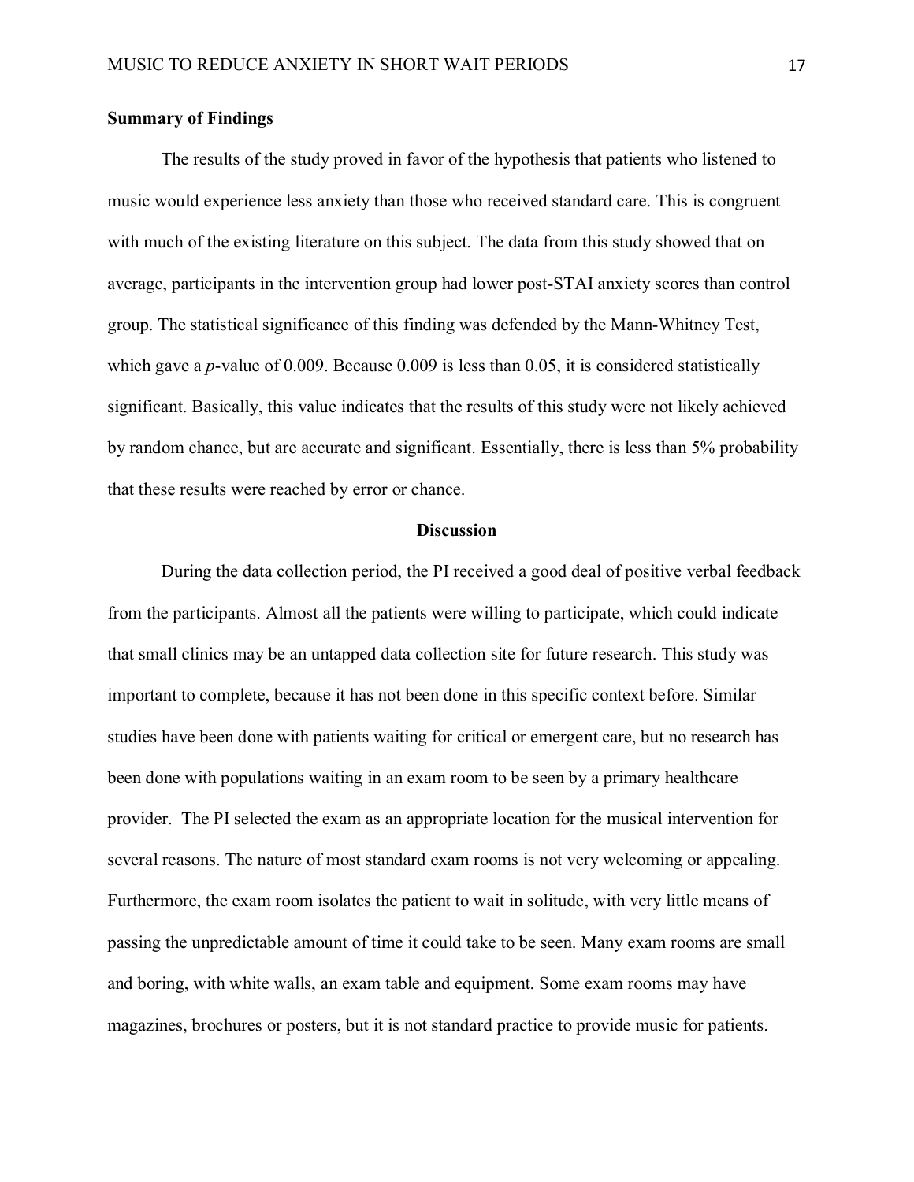**Summary of Findings**

The results of the study proved in favor of the hypothesis that patients who listened to music would experience less anxiety than those who received standard care. This is congruent with much of the existing literature on this subject. The data from this study showed that on average, participants in the intervention group had lower post-STAI anxiety scores than control group. The statistical significance of this finding was defended by the Mann-Whitney Test, which gave a *p*-value of 0.009. Because 0.009 is less than 0.05, it is considered statistically significant. Basically, this value indicates that the results of this study were not likely achieved by random chance, but are accurate and significant. Essentially, there is less than 5% probability that these results were reached by error or chance.

## Discussion

During the data collection period, the PI received a good deal of positive verbal feedback from the participants. Almost all the patients were willing to participate, which could indicate that small clinics may be an untapped data collection site for future research. This study was important to complete, because it has not been done in this specific context before. Similar studies have been done with patients waiting for critical or emergent care, but no research has been done with populations waiting in an exam room to be seen by a primary healthcare provider. The PI selected the exam as an appropriate location for the musical intervention for several reasons. The nature of most standard exam rooms is not very welcoming or appealing. Furthermore, the exam room isolates the patient to wait in solitude, with very little means of passing the unpredictable amount of time it could take to be seen. Many exam rooms are small and boring, with white walls, an exam table and equipment. Some exam rooms may have magazines, brochures or posters, but it is not standard practice to provide music for patients.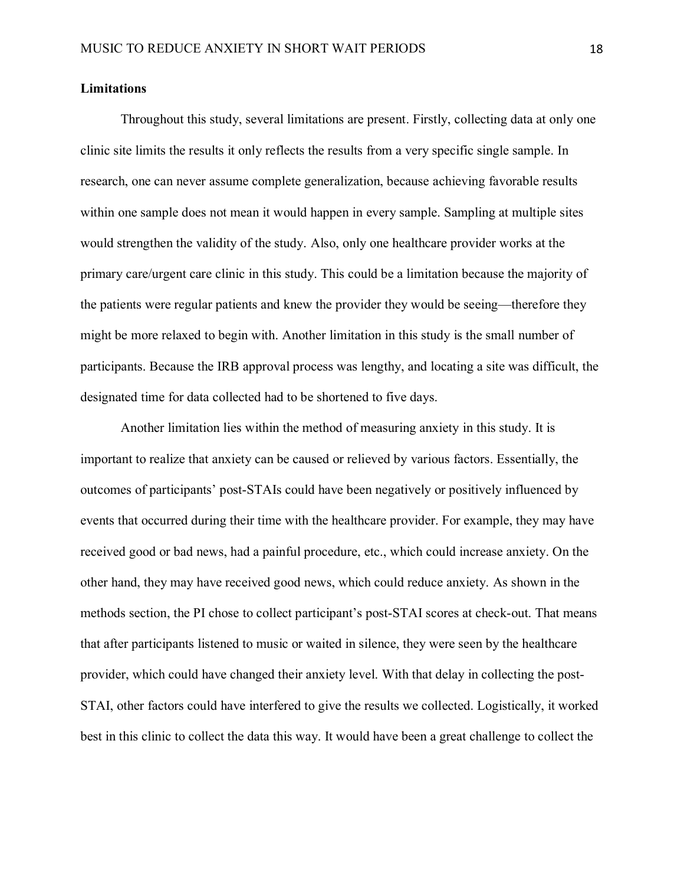**Limitations**

Throughout this study, several limitations are present. Firstly, collecting data at only one clinic site limits the results it only reflects the results from a very specific single sample. In research, one can never assume complete generalization, because achieving favorable results within one sample does not mean it would happen in every sample. Sampling at multiple sites would strengthen the validity of the study. Also, only one healthcare provider works at the primary care/urgent care clinic in this study. This could be a limitation because the majority of the patients were regular patients and knew the provider they would be seeing—therefore they might be more relaxed to begin with. Another limitation in this study is the small number of participants. Because the IRB approval process was lengthy, and locating a site was difficult, the designated time for data collected had to be shortened to five days.

Another limitation lies within the method of measuring anxiety in this study. It is important to realize that anxiety can be caused or relieved by various factors. Essentially, the outcomes of participants' post-STAIs could have been negatively or positively influenced by events that occurred during their time with the healthcare provider. For example, they may have received good or bad news, had a painful procedure, etc., which could increase anxiety. On the other hand, they may have received good news, which could reduce anxiety. As shown in the methods section, the PI chose to collect participant's post-STAI scores at check-out. That means that after participants listened to music or waited in silence, they were seen by the healthcare provider, which could have changed their anxiety level. With that delay in collecting the post-STAI, other factors could have interfered to give the results we collected. Logistically, it worked best in this clinic to collect the data this way. It would have been a great challenge to collect the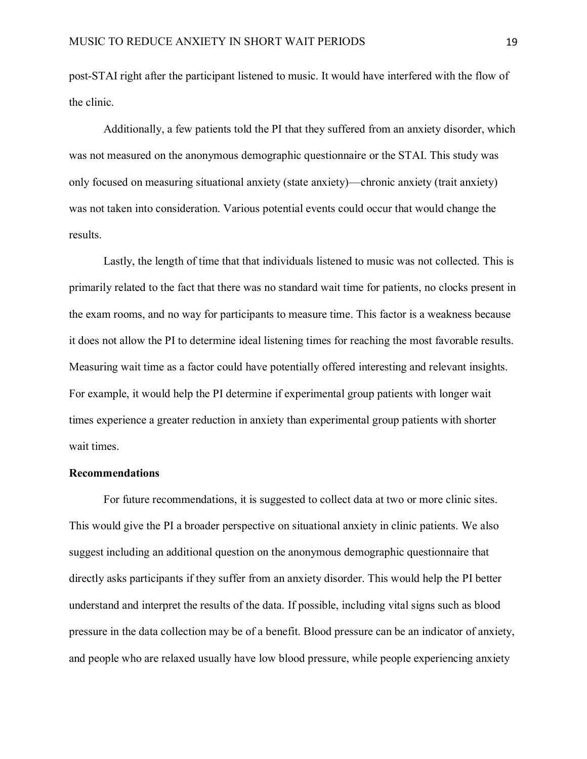post-STAI right after the participant listened to music. It would have interfered with the flow of the clinic.

Additionally, a few patients told the PI that they suffered from an anxiety disorder, which was not measured on the anonymous demographic questionnaire or the STAI. This study was only focused on measuring situational anxiety (state anxiety)—chronic anxiety (trait anxiety) was not taken into consideration. Various potential events could occur that would change the results.

Lastly, the length of time that that individuals listened to music was not collected. This is primarily related to the fact that there was no standard wait time for patients, no clocks present in the exam rooms, and no way for participants to measure time. This factor is a weakness because it does not allow the PI to determine ideal listening times for reaching the most favorable results. Measuring wait time as a factor could have potentially offered interesting and relevant insights. For example, it would help the PI determine if experimental group patients with longer wait times experience a greater reduction in anxiety than experimental group patients with shorter wait times.

**Recommendations**

For future recommendations, it is suggested to collect data at two or more clinic sites. This would give the PI a broader perspective on situational anxiety in clinic patients. We also suggest including an additional question on the anonymous demographic questionnaire that directly asks participants if they suffer from an anxiety disorder. This would help the PI better understand and interpret the results of the data. If possible, including vital signs such as blood pressure in the data collection may be of a benefit. Blood pressure can be an indicator of anxiety, and people who are relaxed usually have low blood pressure, while people experiencing anxiety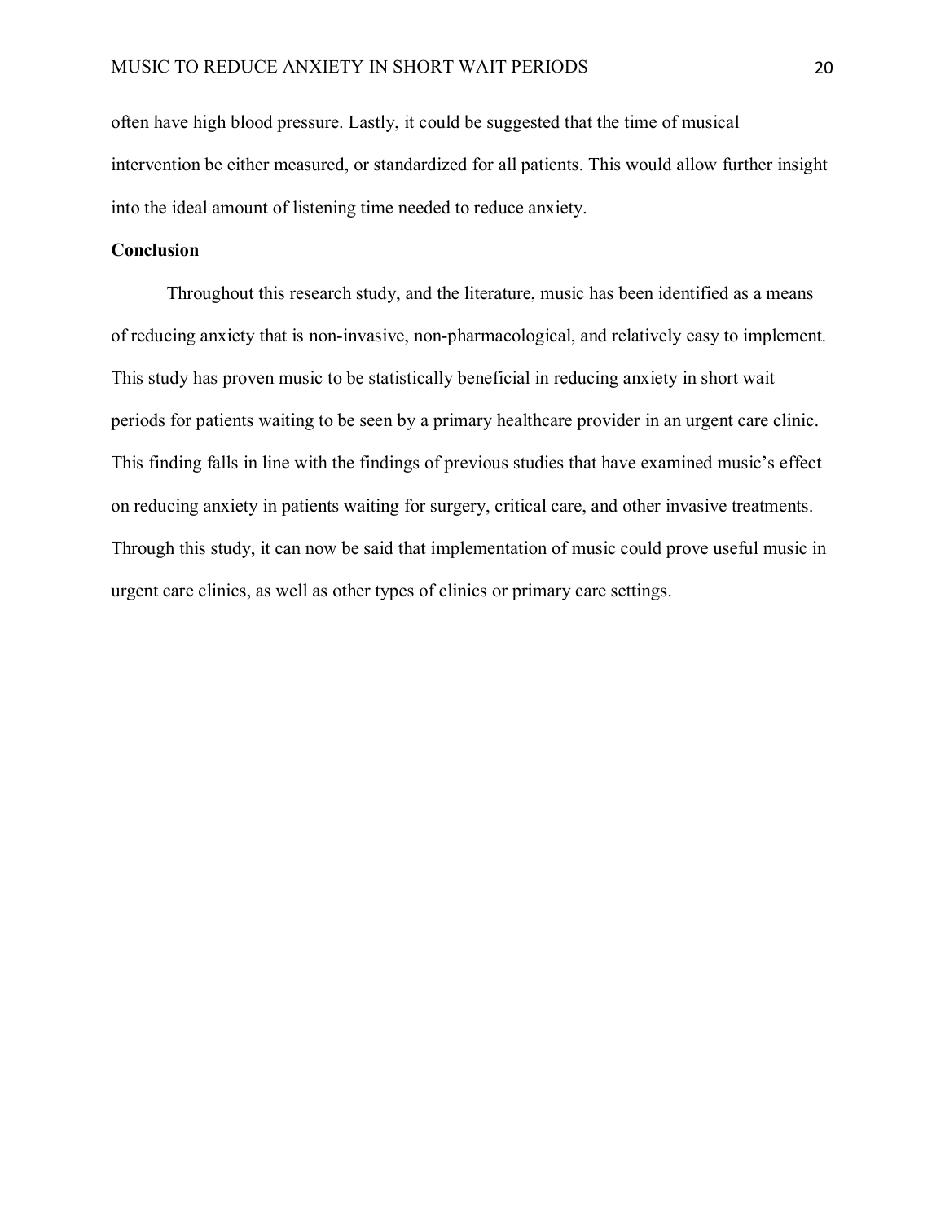often have high blood pressure. Lastly, it could be suggested that the time of musical intervention be either measured, or standardized for all patients. This would allow further insight into the ideal amount of listening time needed to reduce anxiety.

**Conclusion**

Throughout this research study, and the literature, music has been identified as a means of reducing anxiety that is non-invasive, non-pharmacological, and relatively easy to implement. This study has proven music to be statistically beneficial in reducing anxiety in short wait periods for patients waiting to be seen by a primary healthcare provider in an urgent care clinic. This finding falls in line with the findings of previous studies that have examined music's effect on reducing anxiety in patients waiting for surgery, critical care, and other invasive treatments. Through this study, it can now be said that implementation of music could prove useful music in urgent care clinics, as well as other types of clinics or primary care settings.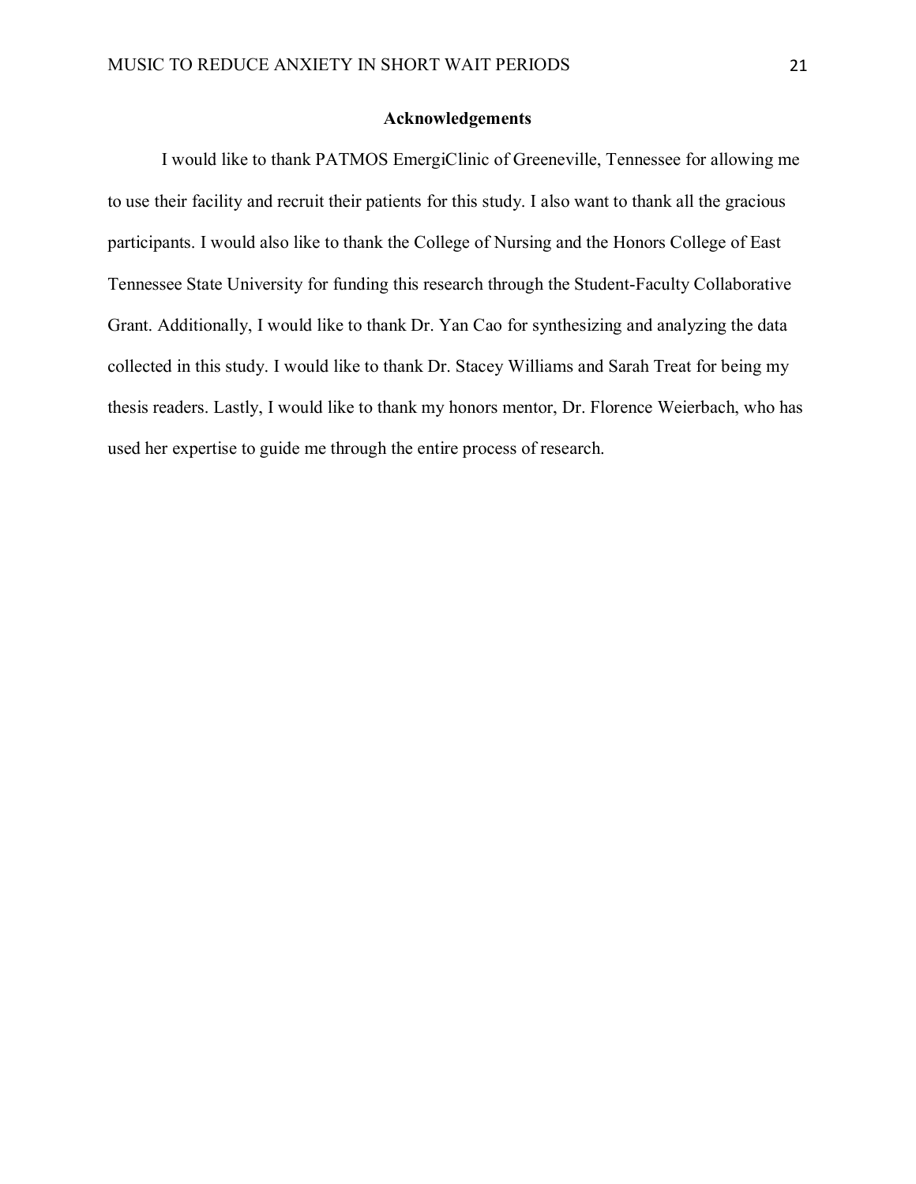## Acknowledgements

I would like to thank PATMOS EmergiClinic of Greeneville, Tennessee for allowing me to use their facility and recruit their patients for this study. I also want to thank all the gracious participants. I would also like to thank the College of Nursing and the Honors College of East Tennessee State University for funding this research through the Student-Faculty Collaborative Grant. Additionally, I would like to thank Dr. Yan Cao for synthesizing and analyzing the data collected in this study. I would like to thank Dr. Stacey Williams and Sarah Treat for being my thesis readers. Lastly, I would like to thank my honors mentor, Dr. Florence Weierbach, who has used her expertise to guide me through the entire process of research.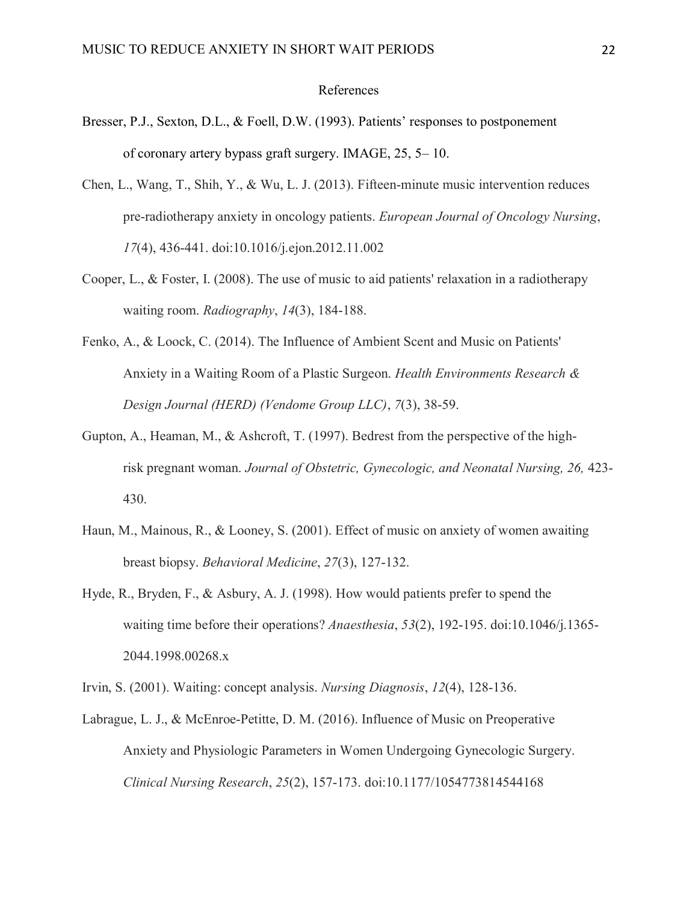# References

Bresser, P.J., Sexton, D.L., & Foell, D.W. (1993). Patients' responses to postponement of coronary artery bypass graft surgery. IMAGE, 25, 5– 10.

Chen, L., Wang, T., Shih, Y., & Wu, L. J. (2013). Fifteen-minute music intervention reduces pre-radiotherapy anxiety in oncology patients. *European Journal of Oncology Nursing*, *17*(4), 436-441. doi:10.1016/j.ejon.2012.11.002

Cooper, L., & Foster, I. (2008). The use of music to aid patients' relaxation in a radiotherapy waiting room. *Radiography*, *14*(3), 184-188.

Fenko, A., & Loock, C. (2014). The Influence of Ambient Scent and Music on Patients' Anxiety in a Waiting Room of a Plastic Surgeon. *Health Environments Research & Design Journal (HERD) (Vendome Group LLC)*, *7*(3), 38-59.

Gupton, A., Heaman, M., & Ashcroft, T. (1997). Bedrest from the perspective of the high-risk pregnant woman. *Journal of Obstetric, Gynecologic, and Neonatal Nursing, 26,* 423-430.

Haun, M., Mainous, R., & Looney, S. (2001). Effect of music on anxiety of women awaiting breast biopsy. *Behavioral Medicine*, *27*(3), 127-132.

Hyde, R., Bryden, F., & Asbury, A. J. (1998). How would patients prefer to spend the waiting time before their operations? *Anaesthesia*, *53*(2), 192-195. doi:10.1046/j.1365-2044.1998.00268.x

Irvin, S. (2001). Waiting: concept analysis. *Nursing Diagnosis*, *12*(4), 128-136.

Labrague, L. J., & McEnroe-Petitte, D. M. (2016). Influence of Music on Preoperative Anxiety and Physiologic Parameters in Women Undergoing Gynecologic Surgery. *Clinical Nursing Research*, *25*(2), 157-173. doi:10.1177/1054773814544168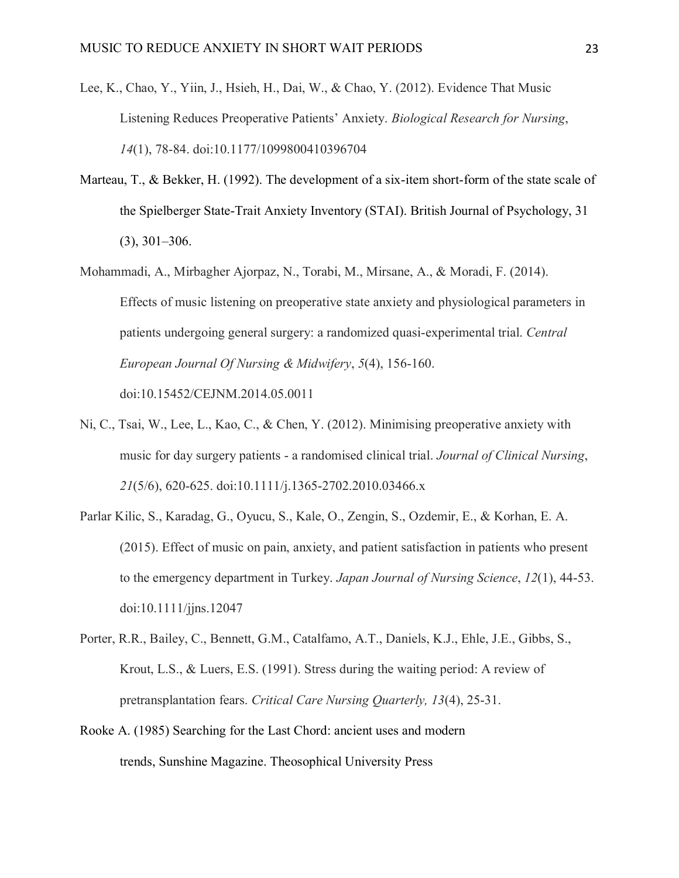Lee, K., Chao, Y., Yiin, J., Hsieh, H., Dai, W., & Chao, Y. (2012). Evidence That Music Listening Reduces Preoperative Patients' Anxiety. *Biological Research for Nursing*, *14*(1), 78-84. doi:10.1177/1099800410396704

Marteau, T., & Bekker, H. (1992). The development of a six-item short-form of the state scale of the Spielberger State-Trait Anxiety Inventory (STAI). British Journal of Psychology, 31 (3), 301–306.

Mohammadi, A., Mirbagher Ajorpaz, N., Torabi, M., Mirsane, A., & Moradi, F. (2014). Effects of music listening on preoperative state anxiety and physiological parameters in patients undergoing general surgery: a randomized quasi-experimental trial. *Central European Journal Of Nursing & Midwifery*, *5*(4), 156-160. doi:10.15452/CEJNM.2014.05.0011

Ni, C., Tsai, W., Lee, L., Kao, C., & Chen, Y. (2012). Minimising preoperative anxiety with music for day surgery patients - a randomised clinical trial. *Journal of Clinical Nursing*, *21*(5/6), 620-625. doi:10.1111/j.1365-2702.2010.03466.x

Parlar Kilic, S., Karadag, G., Oyucu, S., Kale, O., Zengin, S., Ozdemir, E., & Korhan, E. A. (2015). Effect of music on pain, anxiety, and patient satisfaction in patients who present to the emergency department in Turkey. *Japan Journal of Nursing Science*, *12*(1), 44-53. doi:10.1111/jjns.12047

Porter, R.R., Bailey, C., Bennett, G.M., Catalfamo, A.T., Daniels, K.J., Ehle, J.E., Gibbs, S., Krout, L.S., & Luers, E.S. (1991). Stress during the waiting period: A review of pretransplantation fears. *Critical Care Nursing Quarterly, 13*(4), 25-31.

Rooke A. (1985) Searching for the Last Chord: ancient uses and modern trends, Sunshine Magazine. Theosophical University Press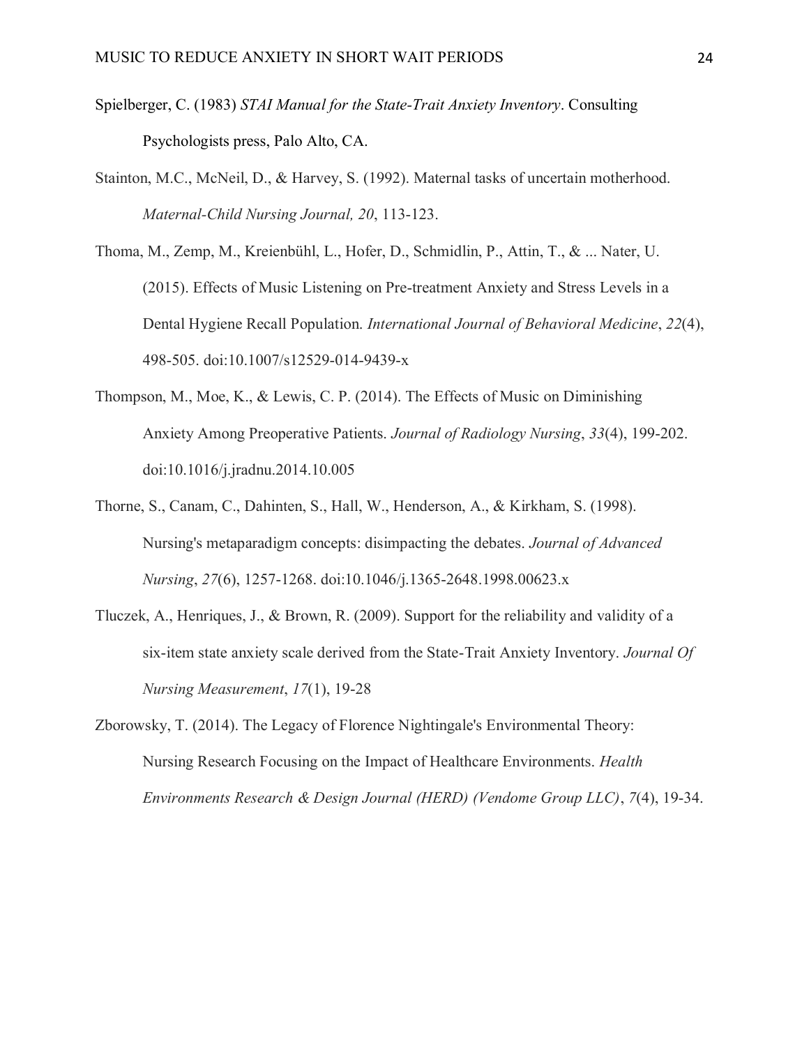Spielberger, C. (1983) *STAI Manual for the State-Trait Anxiety Inventory*. Consulting Psychologists press, Palo Alto, CA.

Stainton, M.C., McNeil, D., & Harvey, S. (1992). Maternal tasks of uncertain motherhood. *Maternal-Child Nursing Journal, 20*, 113-123.

Thoma, M., Zemp, M., Kreienbühl, L., Hofer, D., Schmidlin, P., Attin, T., & ... Nater, U. (2015). Effects of Music Listening on Pre-treatment Anxiety and Stress Levels in a Dental Hygiene Recall Population. *International Journal of Behavioral Medicine*, *22*(4), 498-505. doi:10.1007/s12529-014-9439-x

Thompson, M., Moe, K., & Lewis, C. P. (2014). The Effects of Music on Diminishing Anxiety Among Preoperative Patients. *Journal of Radiology Nursing*, *33*(4), 199-202. doi:10.1016/j.jradnu.2014.10.005

Thorne, S., Canam, C., Dahinten, S., Hall, W., Henderson, A., & Kirkham, S. (1998). Nursing's metaparadigm concepts: disimpacting the debates. *Journal of Advanced Nursing*, *27*(6), 1257-1268. doi:10.1046/j.1365-2648.1998.00623.x

Tluczek, A., Henriques, J., & Brown, R. (2009). Support for the reliability and validity of a six-item state anxiety scale derived from the State-Trait Anxiety Inventory. *Journal Of Nursing Measurement*, *17*(1), 19-28

Zborowsky, T. (2014). The Legacy of Florence Nightingale's Environmental Theory: Nursing Research Focusing on the Impact of Healthcare Environments. *Health Environments Research & Design Journal (HERD) (Vendome Group LLC)*, *7*(4), 19-34.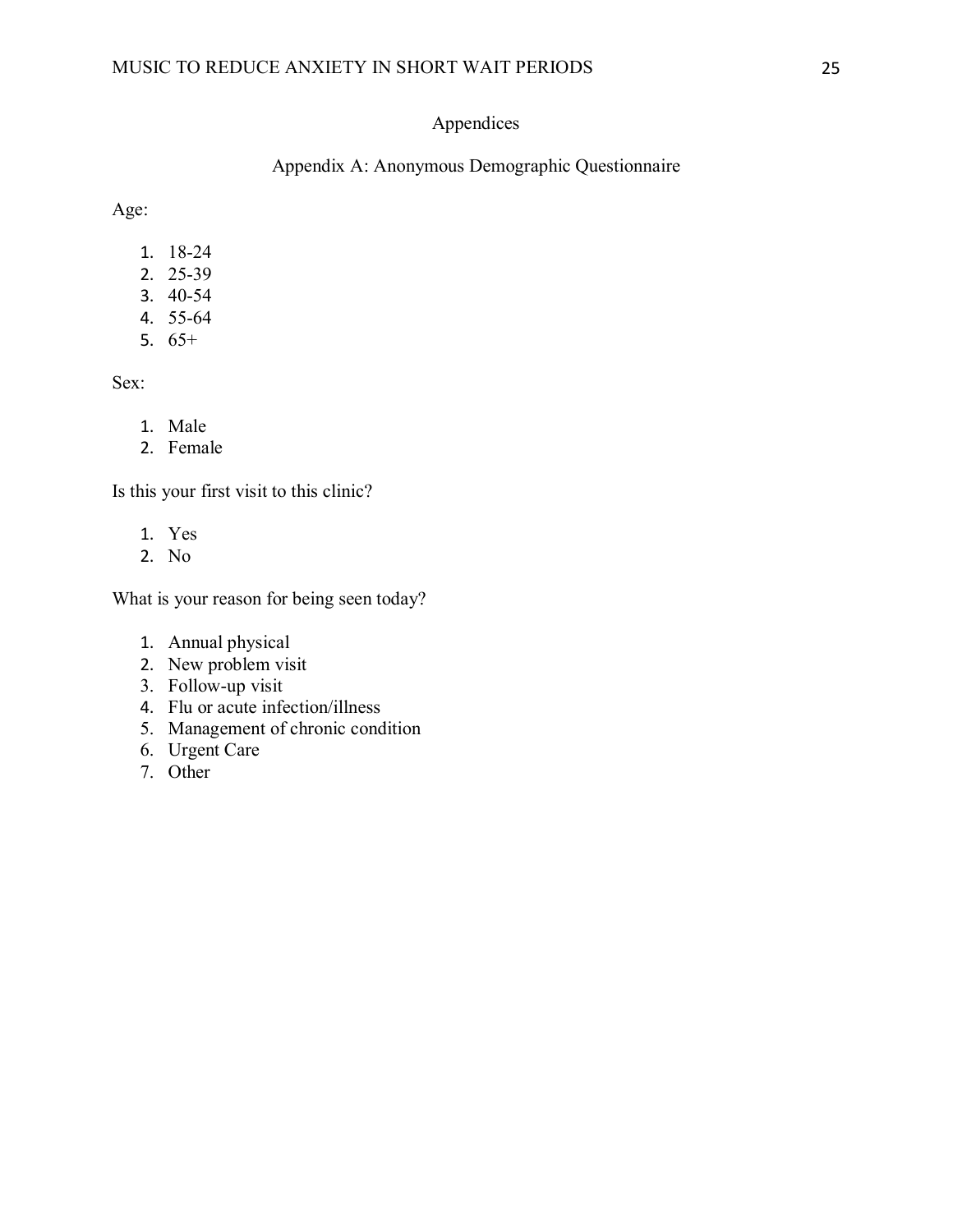# Appendices

## Appendix A: Anonymous Demographic Questionnaire

Age:

1. 18-24
2. 25-39
3. 40-54
4. 55-64
5. 65+

Sex:

1. Male
2. Female

Is this your first visit to this clinic?

1. Yes
2. No

What is your reason for being seen today?

1. Annual physical
2. New problem visit
3. Follow-up visit
4. Flu or acute infection/illness
5. Management of chronic condition
6. Urgent Care
7. Other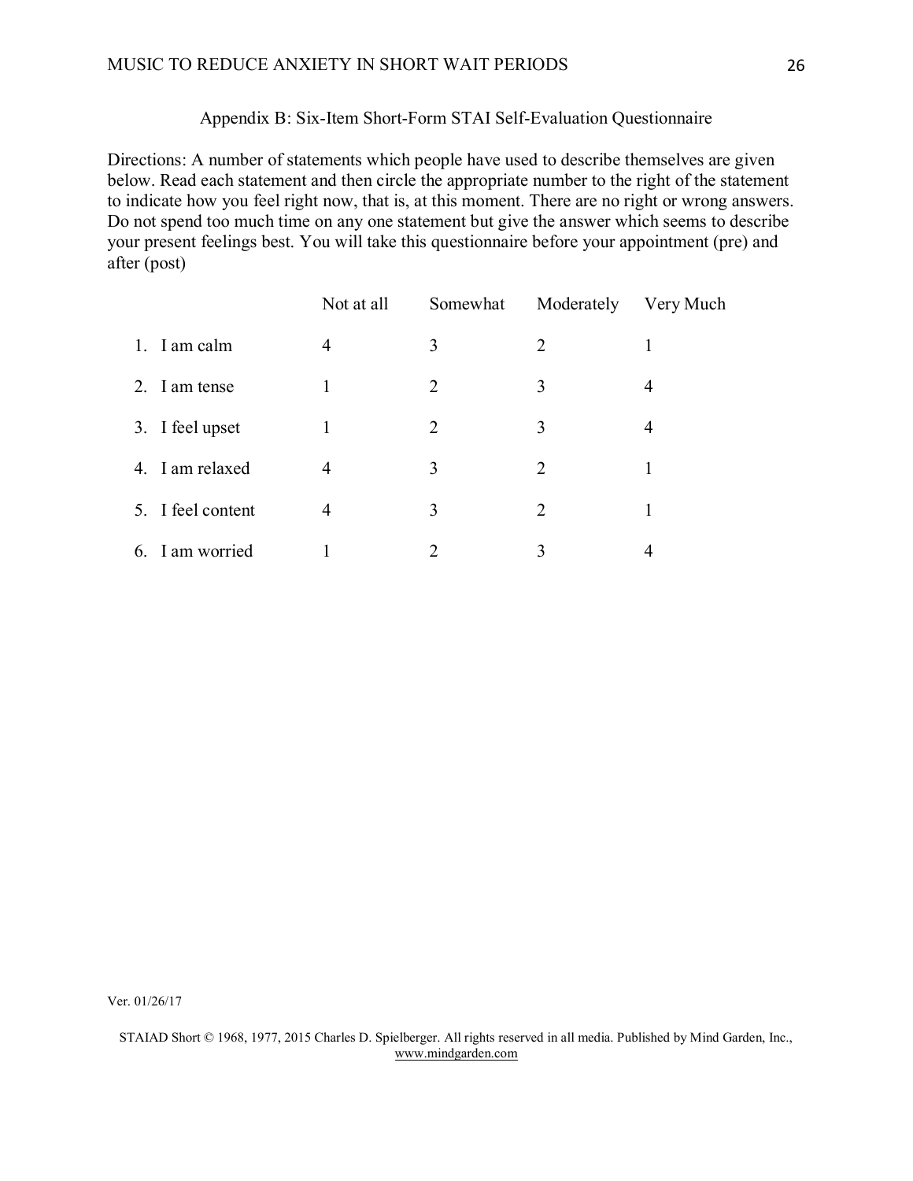Appendix B: Six-Item Short-Form STAI Self-Evaluation Questionnaire

Directions: A number of statements which people have used to describe themselves are given below. Read each statement and then circle the appropriate number to the right of the statement to indicate how you feel right now, that is, at this moment. There are no right or wrong answers. Do not spend too much time on any one statement but give the answer which seems to describe your present feelings best. You will take this questionnaire before your appointment (pre) and after (post)

| | Not at all | Somewhat | Moderately | Very Much |
|---|---|---|---|---|
| 1. I am calm | 4 | 3 | 2 | 1 |
| 2. I am tense | 1 | 2 | 3 | 4 |
| 3. I feel upset | 1 | 2 | 3 | 4 |
| 4. I am relaxed | 4 | 3 | 2 | 1 |
| 5. I feel content | 4 | 3 | 2 | 1 |
| 6. I am worried | 1 | 2 | 3 | 4 |

Ver. 01/26/17

STAIAD Short © 1968, 1977, 2015 Charles D. Spielberger. All rights reserved in all media. Published by Mind Garden, Inc., www.mindgarden.com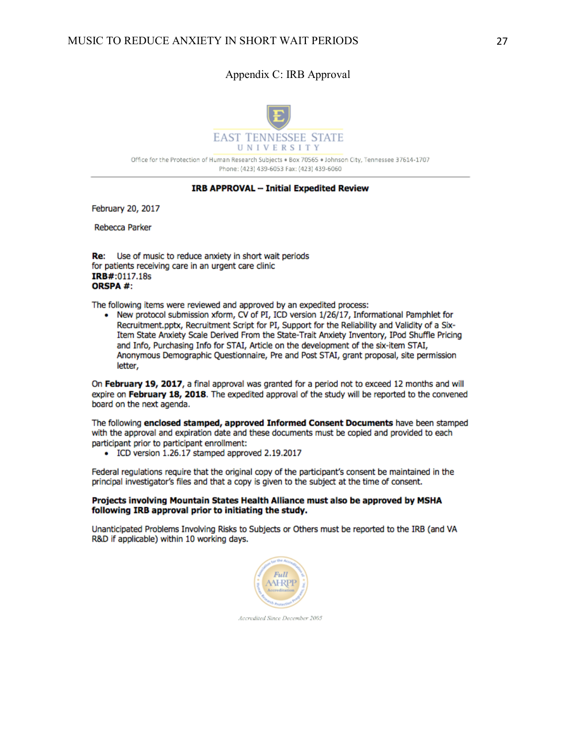## Appendix C: IRB Approval

EAST TENNESSEE STATE UNIVERSITY

Office for the Protection of Human Research Subjects • Box 70565 • Johnson City, Tennessee 37614-1707
Phone: (423) 439-6053 Fax: (423) 439-6060

**IRB APPROVAL – Initial Expedited Review**

February 20, 2017

Rebecca Parker

**Re:** Use of music to reduce anxiety in short wait periods for patients receiving care in an urgent care clinic
**IRB#**:0117.18s
**ORSPA #**:

The following items were reviewed and approved by an expedited process:

- New protocol submission xform, CV of PI, ICD version 1/26/17, Informational Pamphlet for Recruitment.pptx, Recruitment Script for PI, Support for the Reliability and Validity of a Six-Item State Anxiety Scale Derived From the State-Trait Anxiety Inventory, IPod Shuffle Pricing and Info, Purchasing Info for STAI, Article on the development of the six-item STAI, Anonymous Demographic Questionnaire, Pre and Post STAI, grant proposal, site permission letter,

On **February 19, 2017**, a final approval was granted for a period not to exceed 12 months and will expire on **February 18, 2018**. The expedited approval of the study will be reported to the convened board on the next agenda.

The following **enclosed stamped, approved Informed Consent Documents** have been stamped with the approval and expiration date and these documents must be copied and provided to each participant prior to participant enrollment:

- ICD version 1.26.17 stamped approved 2.19.2017

Federal regulations require that the original copy of the participant's consent be maintained in the principal investigator's files and that a copy is given to the subject at the time of consent.

**Projects involving Mountain States Health Alliance must also be approved by MSHA following IRB approval prior to initiating the study.**

Unanticipated Problems Involving Risks to Subjects or Others must be reported to the IRB (and VA R&D if applicable) within 10 working days.

Full AAHRPP Accreditation

*Accredited Since December 2005*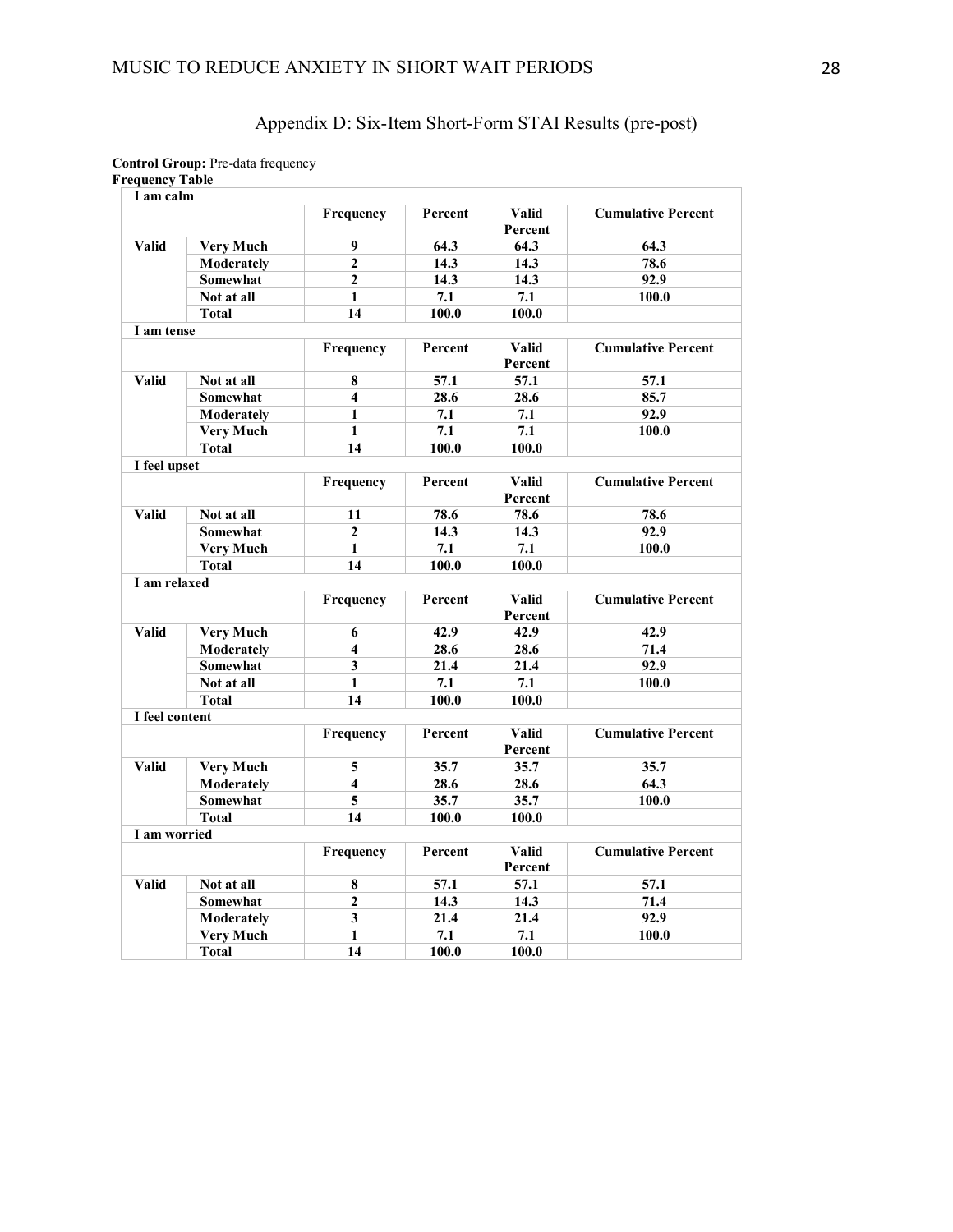# Appendix D: Six-Item Short-Form STAI Results (pre-post)

**Control Group:** Pre-data frequency

**Frequency Table**

**I am calm**

| | | Frequency | Percent | Valid Percent | Cumulative Percent |
|---|---|---|---|---|---|
| Valid | Very Much | 9 | 64.3 | 64.3 | 64.3 |
| | Moderately | 2 | 14.3 | 14.3 | 78.6 |
| | Somewhat | 2 | 14.3 | 14.3 | 92.9 |
| | Not at all | 1 | 7.1 | 7.1 | 100.0 |
| | Total | 14 | 100.0 | 100.0 | |

**I am tense**

| | | Frequency | Percent | Valid Percent | Cumulative Percent |
|---|---|---|---|---|---|
| Valid | Not at all | 8 | 57.1 | 57.1 | 57.1 |
| | Somewhat | 4 | 28.6 | 28.6 | 85.7 |
| | Moderately | 1 | 7.1 | 7.1 | 92.9 |
| | Very Much | 1 | 7.1 | 7.1 | 100.0 |
| | Total | 14 | 100.0 | 100.0 | |

**I feel upset**

| | | Frequency | Percent | Valid Percent | Cumulative Percent |
|---|---|---|---|---|---|
| Valid | Not at all | 11 | 78.6 | 78.6 | 78.6 |
| | Somewhat | 2 | 14.3 | 14.3 | 92.9 |
| | Very Much | 1 | 7.1 | 7.1 | 100.0 |
| | Total | 14 | 100.0 | 100.0 | |

**I am relaxed**

| | | Frequency | Percent | Valid Percent | Cumulative Percent |
|---|---|---|---|---|---|
| Valid | Very Much | 6 | 42.9 | 42.9 | 42.9 |
| | Moderately | 4 | 28.6 | 28.6 | 71.4 |
| | Somewhat | 3 | 21.4 | 21.4 | 92.9 |
| | Not at all | 1 | 7.1 | 7.1 | 100.0 |
| | Total | 14 | 100.0 | 100.0 | |

**I feel content**

| | | Frequency | Percent | Valid Percent | Cumulative Percent |
|---|---|---|---|---|---|
| Valid | Very Much | 5 | 35.7 | 35.7 | 35.7 |
| | Moderately | 4 | 28.6 | 28.6 | 64.3 |
| | Somewhat | 5 | 35.7 | 35.7 | 100.0 |
| | Total | 14 | 100.0 | 100.0 | |

**I am worried**

| | | Frequency | Percent | Valid Percent | Cumulative Percent |
|---|---|---|---|---|---|
| Valid | Not at all | 8 | 57.1 | 57.1 | 57.1 |
| | Somewhat | 2 | 14.3 | 14.3 | 71.4 |
| | Moderately | 3 | 21.4 | 21.4 | 92.9 |
| | Very Much | 1 | 7.1 | 7.1 | 100.0 |
| | Total | 14 | 100.0 | 100.0 | |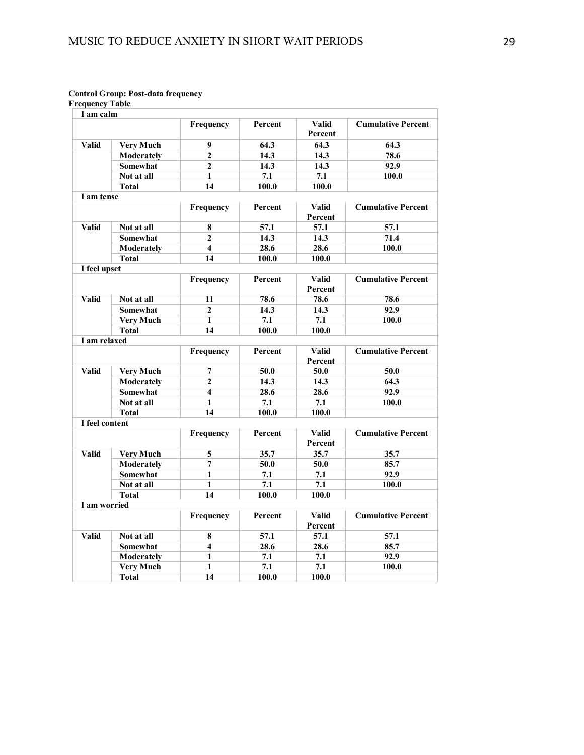**Control Group: Post-data frequency**

**Frequency Table**

| I am calm | | | | | |
|---|---|---|---|---|---|
| | | Frequency | Percent | Valid Percent | Cumulative Percent |
| Valid | Very Much | 9 | 64.3 | 64.3 | 64.3 |
| | Moderately | 2 | 14.3 | 14.3 | 78.6 |
| | Somewhat | 2 | 14.3 | 14.3 | 92.9 |
| | Not at all | 1 | 7.1 | 7.1 | 100.0 |
| | Total | 14 | 100.0 | 100.0 | |

| I am tense | | | | | |
|---|---|---|---|---|---|
| | | Frequency | Percent | Valid Percent | Cumulative Percent |
| Valid | Not at all | 8 | 57.1 | 57.1 | 57.1 |
| | Somewhat | 2 | 14.3 | 14.3 | 71.4 |
| | Moderately | 4 | 28.6 | 28.6 | 100.0 |
| | Total | 14 | 100.0 | 100.0 | |

| I feel upset | | | | | |
|---|---|---|---|---|---|
| | | Frequency | Percent | Valid Percent | Cumulative Percent |
| Valid | Not at all | 11 | 78.6 | 78.6 | 78.6 |
| | Somewhat | 2 | 14.3 | 14.3 | 92.9 |
| | Very Much | 1 | 7.1 | 7.1 | 100.0 |
| | Total | 14 | 100.0 | 100.0 | |

| I am relaxed | | | | | |
|---|---|---|---|---|---|
| | | Frequency | Percent | Valid Percent | Cumulative Percent |
| Valid | Very Much | 7 | 50.0 | 50.0 | 50.0 |
| | Moderately | 2 | 14.3 | 14.3 | 64.3 |
| | Somewhat | 4 | 28.6 | 28.6 | 92.9 |
| | Not at all | 1 | 7.1 | 7.1 | 100.0 |
| | Total | 14 | 100.0 | 100.0 | |

| I feel content | | | | | |
|---|---|---|---|---|---|
| | | Frequency | Percent | Valid Percent | Cumulative Percent |
| Valid | Very Much | 5 | 35.7 | 35.7 | 35.7 |
| | Moderately | 7 | 50.0 | 50.0 | 85.7 |
| | Somewhat | 1 | 7.1 | 7.1 | 92.9 |
| | Not at all | 1 | 7.1 | 7.1 | 100.0 |
| | Total | 14 | 100.0 | 100.0 | |

| I am worried | | | | | |
|---|---|---|---|---|---|
| | | Frequency | Percent | Valid Percent | Cumulative Percent |
| Valid | Not at all | 8 | 57.1 | 57.1 | 57.1 |
| | Somewhat | 4 | 28.6 | 28.6 | 85.7 |
| | Moderately | 1 | 7.1 | 7.1 | 92.9 |
| | Very Much | 1 | 7.1 | 7.1 | 100.0 |
| | Total | 14 | 100.0 | 100.0 | |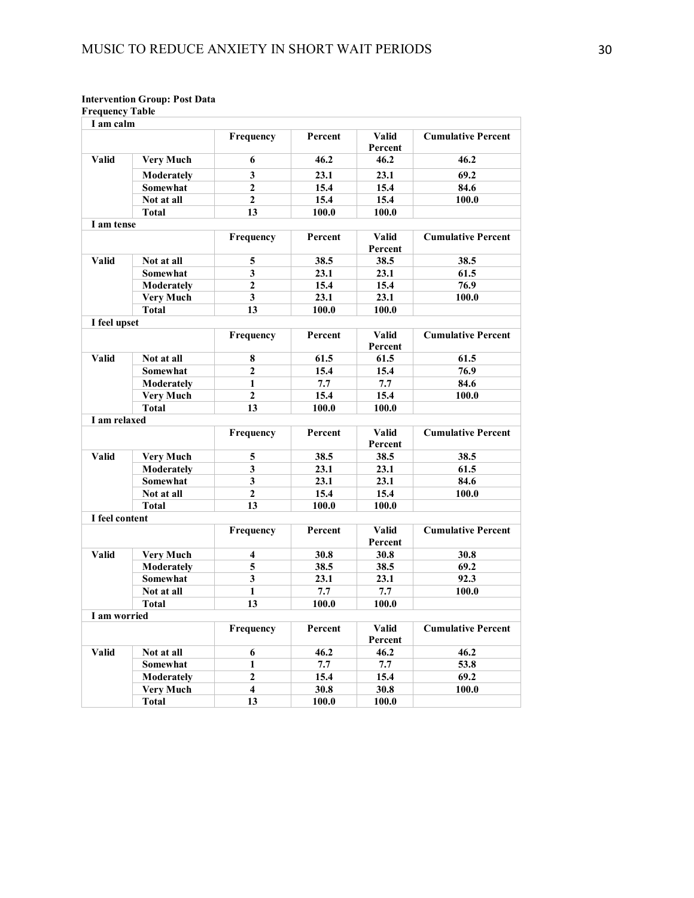**Intervention Group: Post Data**
**Frequency Table**

| I am calm | | | | | |
|---|---|---|---|---|---|
| | | Frequency | Percent | Valid Percent | Cumulative Percent |
| Valid | Very Much | 6 | 46.2 | 46.2 | 46.2 |
| | Moderately | 3 | 23.1 | 23.1 | 69.2 |
| | Somewhat | 2 | 15.4 | 15.4 | 84.6 |
| | Not at all | 2 | 15.4 | 15.4 | 100.0 |
| | Total | 13 | 100.0 | 100.0 | |

| I am tense | | | | | |
|---|---|---|---|---|---|
| | | Frequency | Percent | Valid Percent | Cumulative Percent |
| Valid | Not at all | 5 | 38.5 | 38.5 | 38.5 |
| | Somewhat | 3 | 23.1 | 23.1 | 61.5 |
| | Moderately | 2 | 15.4 | 15.4 | 76.9 |
| | Very Much | 3 | 23.1 | 23.1 | 100.0 |
| | Total | 13 | 100.0 | 100.0 | |

| I feel upset | | | | | |
|---|---|---|---|---|---|
| | | Frequency | Percent | Valid Percent | Cumulative Percent |
| Valid | Not at all | 8 | 61.5 | 61.5 | 61.5 |
| | Somewhat | 2 | 15.4 | 15.4 | 76.9 |
| | Moderately | 1 | 7.7 | 7.7 | 84.6 |
| | Very Much | 2 | 15.4 | 15.4 | 100.0 |
| | Total | 13 | 100.0 | 100.0 | |

| I am relaxed | | | | | |
|---|---|---|---|---|---|
| | | Frequency | Percent | Valid Percent | Cumulative Percent |
| Valid | Very Much | 5 | 38.5 | 38.5 | 38.5 |
| | Moderately | 3 | 23.1 | 23.1 | 61.5 |
| | Somewhat | 3 | 23.1 | 23.1 | 84.6 |
| | Not at all | 2 | 15.4 | 15.4 | 100.0 |
| | Total | 13 | 100.0 | 100.0 | |

| I feel content | | | | | |
|---|---|---|---|---|---|
| | | Frequency | Percent | Valid Percent | Cumulative Percent |
| Valid | Very Much | 4 | 30.8 | 30.8 | 30.8 |
| | Moderately | 5 | 38.5 | 38.5 | 69.2 |
| | Somewhat | 3 | 23.1 | 23.1 | 92.3 |
| | Not at all | 1 | 7.7 | 7.7 | 100.0 |
| | Total | 13 | 100.0 | 100.0 | |

| I am worried | | | | | |
|---|---|---|---|---|---|
| | | Frequency | Percent | Valid Percent | Cumulative Percent |
| Valid | Not at all | 6 | 46.2 | 46.2 | 46.2 |
| | Somewhat | 1 | 7.7 | 7.7 | 53.8 |
| | Moderately | 2 | 15.4 | 15.4 | 69.2 |
| | Very Much | 4 | 30.8 | 30.8 | 100.0 |
| | Total | 13 | 100.0 | 100.0 | |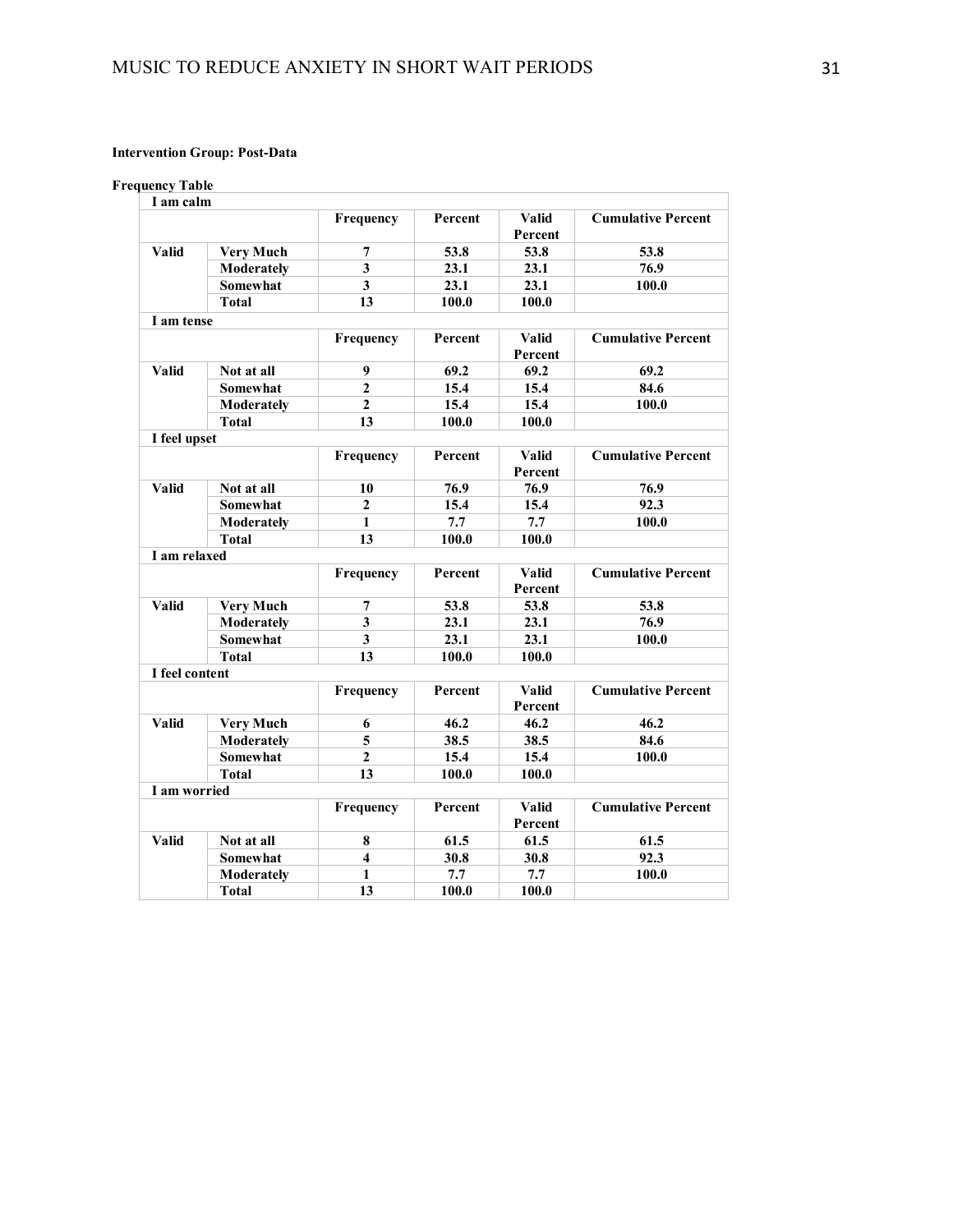**Intervention Group: Post-Data**

**Frequency Table**

**I am calm**

| | | Frequency | Percent | Valid Percent | Cumulative Percent |
|---|---|---|---|---|---|
| Valid | Very Much | 7 | 53.8 | 53.8 | 53.8 |
| | Moderately | 3 | 23.1 | 23.1 | 76.9 |
| | Somewhat | 3 | 23.1 | 23.1 | 100.0 |
| | Total | 13 | 100.0 | 100.0 | |

**I am tense**

| | | Frequency | Percent | Valid Percent | Cumulative Percent |
|---|---|---|---|---|---|
| Valid | Not at all | 9 | 69.2 | 69.2 | 69.2 |
| | Somewhat | 2 | 15.4 | 15.4 | 84.6 |
| | Moderately | 2 | 15.4 | 15.4 | 100.0 |
| | Total | 13 | 100.0 | 100.0 | |

**I feel upset**

| | | Frequency | Percent | Valid Percent | Cumulative Percent |
|---|---|---|---|---|---|
| Valid | Not at all | 10 | 76.9 | 76.9 | 76.9 |
| | Somewhat | 2 | 15.4 | 15.4 | 92.3 |
| | Moderately | 1 | 7.7 | 7.7 | 100.0 |
| | Total | 13 | 100.0 | 100.0 | |

**I am relaxed**

| | | Frequency | Percent | Valid Percent | Cumulative Percent |
|---|---|---|---|---|---|
| Valid | Very Much | 7 | 53.8 | 53.8 | 53.8 |
| | Moderately | 3 | 23.1 | 23.1 | 76.9 |
| | Somewhat | 3 | 23.1 | 23.1 | 100.0 |
| | Total | 13 | 100.0 | 100.0 | |

**I feel content**

| | | Frequency | Percent | Valid Percent | Cumulative Percent |
|---|---|---|---|---|---|
| Valid | Very Much | 6 | 46.2 | 46.2 | 46.2 |
| | Moderately | 5 | 38.5 | 38.5 | 84.6 |
| | Somewhat | 2 | 15.4 | 15.4 | 100.0 |
| | Total | 13 | 100.0 | 100.0 | |

**I am worried**

| | | Frequency | Percent | Valid Percent | Cumulative Percent |
|---|---|---|---|---|---|
| Valid | Not at all | 8 | 61.5 | 61.5 | 61.5 |
| | Somewhat | 4 | 30.8 | 30.8 | 92.3 |
| | Moderately | 1 | 7.7 | 7.7 | 100.0 |
| | Total | 13 | 100.0 | 100.0 | |